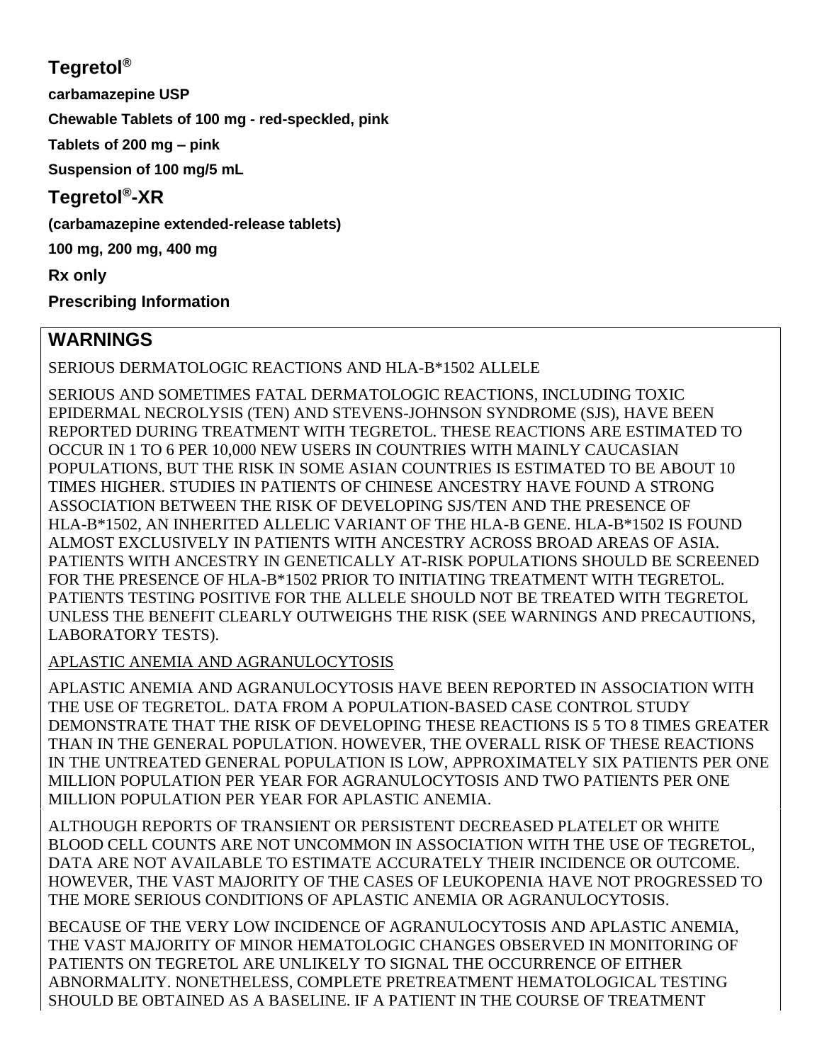# Tegretol®

**carbamazepine USP**

**Chewable Tablets of 100 mg - red-speckled, pink**

**Tablets of 200 mg – pink**

**Suspension of 100 mg/5 mL**

# Tegretol®-XR

**(carbamazepine extended-release tablets)**

**100 mg, 200 mg, 400 mg**

**Rx only**

**Prescribing Information**

## WARNINGS

SERIOUS DERMATOLOGIC REACTIONS AND HLA-B*1502 ALLELE

SERIOUS AND SOMETIMES FATAL DERMATOLOGIC REACTIONS, INCLUDING TOXIC EPIDERMAL NECROLYSIS (TEN) AND STEVENS-JOHNSON SYNDROME (SJS), HAVE BEEN REPORTED DURING TREATMENT WITH TEGRETOL. THESE REACTIONS ARE ESTIMATED TO OCCUR IN 1 TO 6 PER 10,000 NEW USERS IN COUNTRIES WITH MAINLY CAUCASIAN POPULATIONS, BUT THE RISK IN SOME ASIAN COUNTRIES IS ESTIMATED TO BE ABOUT 10 TIMES HIGHER. STUDIES IN PATIENTS OF CHINESE ANCESTRY HAVE FOUND A STRONG ASSOCIATION BETWEEN THE RISK OF DEVELOPING SJS/TEN AND THE PRESENCE OF HLA-B*1502, AN INHERITED ALLELIC VARIANT OF THE HLA-B GENE. HLA-B*1502 IS FOUND ALMOST EXCLUSIVELY IN PATIENTS WITH ANCESTRY ACROSS BROAD AREAS OF ASIA. PATIENTS WITH ANCESTRY IN GENETICALLY AT-RISK POPULATIONS SHOULD BE SCREENED FOR THE PRESENCE OF HLA-B*1502 PRIOR TO INITIATING TREATMENT WITH TEGRETOL. PATIENTS TESTING POSITIVE FOR THE ALLELE SHOULD NOT BE TREATED WITH TEGRETOL UNLESS THE BENEFIT CLEARLY OUTWEIGHS THE RISK (SEE WARNINGS AND PRECAUTIONS, LABORATORY TESTS).

APLASTIC ANEMIA AND AGRANULOCYTOSIS

APLASTIC ANEMIA AND AGRANULOCYTOSIS HAVE BEEN REPORTED IN ASSOCIATION WITH THE USE OF TEGRETOL. DATA FROM A POPULATION-BASED CASE CONTROL STUDY DEMONSTRATE THAT THE RISK OF DEVELOPING THESE REACTIONS IS 5 TO 8 TIMES GREATER THAN IN THE GENERAL POPULATION. HOWEVER, THE OVERALL RISK OF THESE REACTIONS IN THE UNTREATED GENERAL POPULATION IS LOW, APPROXIMATELY SIX PATIENTS PER ONE MILLION POPULATION PER YEAR FOR AGRANULOCYTOSIS AND TWO PATIENTS PER ONE MILLION POPULATION PER YEAR FOR APLASTIC ANEMIA.

ALTHOUGH REPORTS OF TRANSIENT OR PERSISTENT DECREASED PLATELET OR WHITE BLOOD CELL COUNTS ARE NOT UNCOMMON IN ASSOCIATION WITH THE USE OF TEGRETOL, DATA ARE NOT AVAILABLE TO ESTIMATE ACCURATELY THEIR INCIDENCE OR OUTCOME. HOWEVER, THE VAST MAJORITY OF THE CASES OF LEUKOPENIA HAVE NOT PROGRESSED TO THE MORE SERIOUS CONDITIONS OF APLASTIC ANEMIA OR AGRANULOCYTOSIS.

BECAUSE OF THE VERY LOW INCIDENCE OF AGRANULOCYTOSIS AND APLASTIC ANEMIA, THE VAST MAJORITY OF MINOR HEMATOLOGIC CHANGES OBSERVED IN MONITORING OF PATIENTS ON TEGRETOL ARE UNLIKELY TO SIGNAL THE OCCURRENCE OF EITHER ABNORMALITY. NONETHELESS, COMPLETE PRETREATMENT HEMATOLOGICAL TESTING SHOULD BE OBTAINED AS A BASELINE. IF A PATIENT IN THE COURSE OF TREATMENT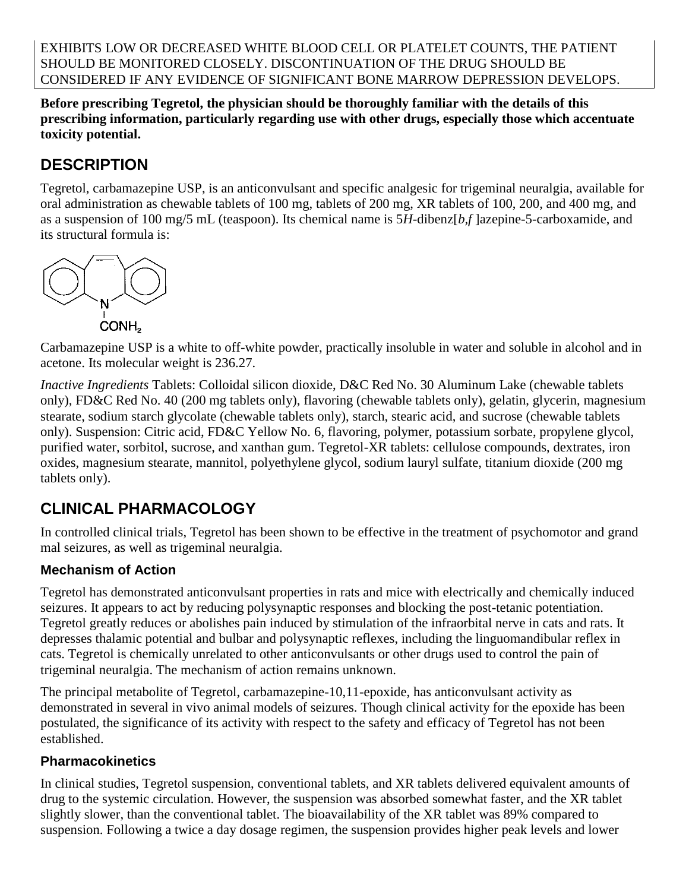EXHIBITS LOW OR DECREASED WHITE BLOOD CELL OR PLATELET COUNTS, THE PATIENT SHOULD BE MONITORED CLOSELY. DISCONTINUATION OF THE DRUG SHOULD BE CONSIDERED IF ANY EVIDENCE OF SIGNIFICANT BONE MARROW DEPRESSION DEVELOPS.

**Before prescribing Tegretol, the physician should be thoroughly familiar with the details of this prescribing information, particularly regarding use with other drugs, especially those which accentuate toxicity potential.**

## DESCRIPTION

Tegretol, carbamazepine USP, is an anticonvulsant and specific analgesic for trigeminal neuralgia, available for oral administration as chewable tablets of 100 mg, tablets of 200 mg, XR tablets of 100, 200, and 400 mg, and as a suspension of 100 mg/5 mL (teaspoon). Its chemical name is 5*H*-dibenz[*b,f*]azepine-5-carboxamide, and its structural formula is:

Carbamazepine USP is a white to off-white powder, practically insoluble in water and soluble in alcohol and in acetone. Its molecular weight is 236.27.

*Inactive Ingredients* Tablets: Colloidal silicon dioxide, D&C Red No. 30 Aluminum Lake (chewable tablets only), FD&C Red No. 40 (200 mg tablets only), flavoring (chewable tablets only), gelatin, glycerin, magnesium stearate, sodium starch glycolate (chewable tablets only), starch, stearic acid, and sucrose (chewable tablets only). Suspension: Citric acid, FD&C Yellow No. 6, flavoring, polymer, potassium sorbate, propylene glycol, purified water, sorbitol, sucrose, and xanthan gum. Tegretol-XR tablets: cellulose compounds, dextrates, iron oxides, magnesium stearate, mannitol, polyethylene glycol, sodium lauryl sulfate, titanium dioxide (200 mg tablets only).

## CLINICAL PHARMACOLOGY

In controlled clinical trials, Tegretol has been shown to be effective in the treatment of psychomotor and grand mal seizures, as well as trigeminal neuralgia.

### Mechanism of Action

Tegretol has demonstrated anticonvulsant properties in rats and mice with electrically and chemically induced seizures. It appears to act by reducing polysynaptic responses and blocking the post-tetanic potentiation. Tegretol greatly reduces or abolishes pain induced by stimulation of the infraorbital nerve in cats and rats. It depresses thalamic potential and bulbar and polysynaptic reflexes, including the linguomandibular reflex in cats. Tegretol is chemically unrelated to other anticonvulsants or other drugs used to control the pain of trigeminal neuralgia. The mechanism of action remains unknown.

The principal metabolite of Tegretol, carbamazepine-10,11-epoxide, has anticonvulsant activity as demonstrated in several in vivo animal models of seizures. Though clinical activity for the epoxide has been postulated, the significance of its activity with respect to the safety and efficacy of Tegretol has not been established.

### Pharmacokinetics

In clinical studies, Tegretol suspension, conventional tablets, and XR tablets delivered equivalent amounts of drug to the systemic circulation. However, the suspension was absorbed somewhat faster, and the XR tablet slightly slower, than the conventional tablet. The bioavailability of the XR tablet was 89% compared to suspension. Following a twice a day dosage regimen, the suspension provides higher peak levels and lower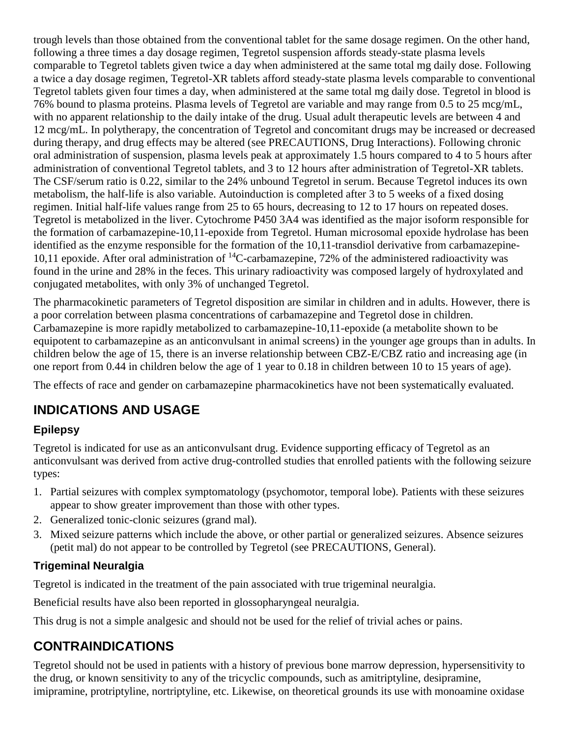trough levels than those obtained from the conventional tablet for the same dosage regimen. On the other hand, following a three times a day dosage regimen, Tegretol suspension affords steady-state plasma levels comparable to Tegretol tablets given twice a day when administered at the same total mg daily dose. Following a twice a day dosage regimen, Tegretol-XR tablets afford steady-state plasma levels comparable to conventional Tegretol tablets given four times a day, when administered at the same total mg daily dose. Tegretol in blood is 76% bound to plasma proteins. Plasma levels of Tegretol are variable and may range from 0.5 to 25 mcg/mL, with no apparent relationship to the daily intake of the drug. Usual adult therapeutic levels are between 4 and 12 mcg/mL. In polytherapy, the concentration of Tegretol and concomitant drugs may be increased or decreased during therapy, and drug effects may be altered (see PRECAUTIONS, Drug Interactions). Following chronic oral administration of suspension, plasma levels peak at approximately 1.5 hours compared to 4 to 5 hours after administration of conventional Tegretol tablets, and 3 to 12 hours after administration of Tegretol-XR tablets. The CSF/serum ratio is 0.22, similar to the 24% unbound Tegretol in serum. Because Tegretol induces its own metabolism, the half-life is also variable. Autoinduction is completed after 3 to 5 weeks of a fixed dosing regimen. Initial half-life values range from 25 to 65 hours, decreasing to 12 to 17 hours on repeated doses. Tegretol is metabolized in the liver. Cytochrome P450 3A4 was identified as the major isoform responsible for the formation of carbamazepine-10,11-epoxide from Tegretol. Human microsomal epoxide hydrolase has been identified as the enzyme responsible for the formation of the 10,11-transdiol derivative from carbamazepine-10,11 epoxide. After oral administration of $^{14}$C-carbamazepine, 72% of the administered radioactivity was found in the urine and 28% in the feces. This urinary radioactivity was composed largely of hydroxylated and conjugated metabolites, with only 3% of unchanged Tegretol.

The pharmacokinetic parameters of Tegretol disposition are similar in children and in adults. However, there is a poor correlation between plasma concentrations of carbamazepine and Tegretol dose in children. Carbamazepine is more rapidly metabolized to carbamazepine-10,11-epoxide (a metabolite shown to be equipotent to carbamazepine as an anticonvulsant in animal screens) in the younger age groups than in adults. In children below the age of 15, there is an inverse relationship between CBZ-E/CBZ ratio and increasing age (in one report from 0.44 in children below the age of 1 year to 0.18 in children between 10 to 15 years of age).

The effects of race and gender on carbamazepine pharmacokinetics have not been systematically evaluated.

## INDICATIONS AND USAGE

### Epilepsy

Tegretol is indicated for use as an anticonvulsant drug. Evidence supporting efficacy of Tegretol as an anticonvulsant was derived from active drug-controlled studies that enrolled patients with the following seizure types:

1. Partial seizures with complex symptomatology (psychomotor, temporal lobe). Patients with these seizures appear to show greater improvement than those with other types.
2. Generalized tonic-clonic seizures (grand mal).
3. Mixed seizure patterns which include the above, or other partial or generalized seizures. Absence seizures (petit mal) do not appear to be controlled by Tegretol (see PRECAUTIONS, General).

### Trigeminal Neuralgia

Tegretol is indicated in the treatment of the pain associated with true trigeminal neuralgia.

Beneficial results have also been reported in glossopharyngeal neuralgia.

This drug is not a simple analgesic and should not be used for the relief of trivial aches or pains.

## CONTRAINDICATIONS

Tegretol should not be used in patients with a history of previous bone marrow depression, hypersensitivity to the drug, or known sensitivity to any of the tricyclic compounds, such as amitriptyline, desipramine, imipramine, protriptyline, nortriptyline, etc. Likewise, on theoretical grounds its use with monoamine oxidase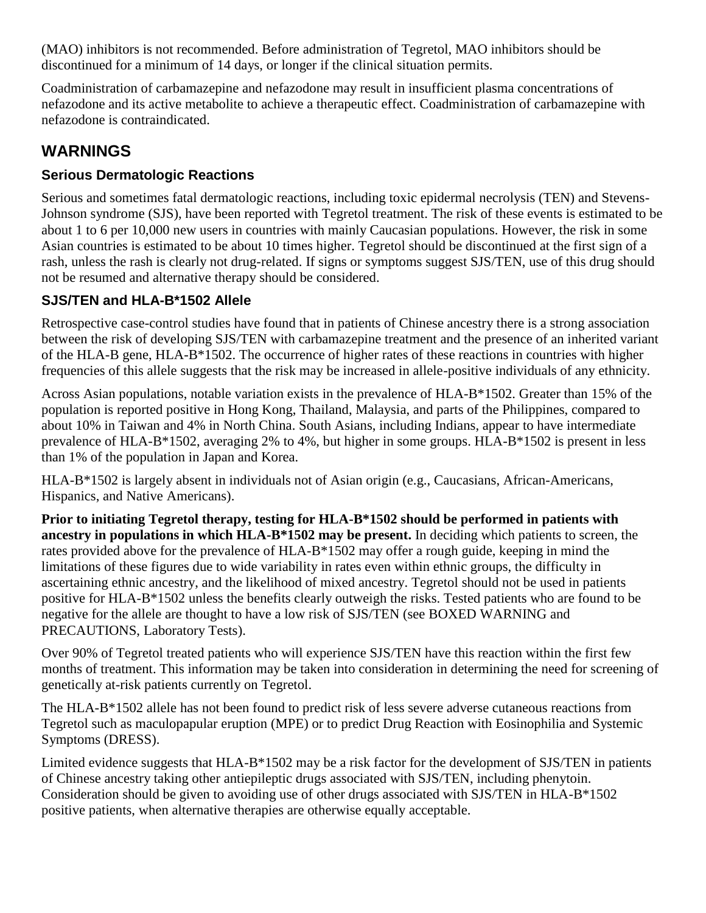(MAO) inhibitors is not recommended. Before administration of Tegretol, MAO inhibitors should be discontinued for a minimum of 14 days, or longer if the clinical situation permits.

Coadministration of carbamazepine and nefazodone may result in insufficient plasma concentrations of nefazodone and its active metabolite to achieve a therapeutic effect. Coadministration of carbamazepine with nefazodone is contraindicated.

## WARNINGS

### Serious Dermatologic Reactions

Serious and sometimes fatal dermatologic reactions, including toxic epidermal necrolysis (TEN) and Stevens-Johnson syndrome (SJS), have been reported with Tegretol treatment. The risk of these events is estimated to be about 1 to 6 per 10,000 new users in countries with mainly Caucasian populations. However, the risk in some Asian countries is estimated to be about 10 times higher. Tegretol should be discontinued at the first sign of a rash, unless the rash is clearly not drug-related. If signs or symptoms suggest SJS/TEN, use of this drug should not be resumed and alternative therapy should be considered.

### SJS/TEN and HLA-B*1502 Allele

Retrospective case-control studies have found that in patients of Chinese ancestry there is a strong association between the risk of developing SJS/TEN with carbamazepine treatment and the presence of an inherited variant of the HLA-B gene, HLA-B*1502. The occurrence of higher rates of these reactions in countries with higher frequencies of this allele suggests that the risk may be increased in allele-positive individuals of any ethnicity.

Across Asian populations, notable variation exists in the prevalence of HLA-B*1502. Greater than 15% of the population is reported positive in Hong Kong, Thailand, Malaysia, and parts of the Philippines, compared to about 10% in Taiwan and 4% in North China. South Asians, including Indians, appear to have intermediate prevalence of HLA-B*1502, averaging 2% to 4%, but higher in some groups. HLA-B*1502 is present in less than 1% of the population in Japan and Korea.

HLA-B*1502 is largely absent in individuals not of Asian origin (e.g., Caucasians, African-Americans, Hispanics, and Native Americans).

**Prior to initiating Tegretol therapy, testing for HLA-B*1502 should be performed in patients with ancestry in populations in which HLA-B*1502 may be present.** In deciding which patients to screen, the rates provided above for the prevalence of HLA-B*1502 may offer a rough guide, keeping in mind the limitations of these figures due to wide variability in rates even within ethnic groups, the difficulty in ascertaining ethnic ancestry, and the likelihood of mixed ancestry. Tegretol should not be used in patients positive for HLA-B*1502 unless the benefits clearly outweigh the risks. Tested patients who are found to be negative for the allele are thought to have a low risk of SJS/TEN (see BOXED WARNING and PRECAUTIONS, Laboratory Tests).

Over 90% of Tegretol treated patients who will experience SJS/TEN have this reaction within the first few months of treatment. This information may be taken into consideration in determining the need for screening of genetically at-risk patients currently on Tegretol.

The HLA-B*1502 allele has not been found to predict risk of less severe adverse cutaneous reactions from Tegretol such as maculopapular eruption (MPE) or to predict Drug Reaction with Eosinophilia and Systemic Symptoms (DRESS).

Limited evidence suggests that HLA-B*1502 may be a risk factor for the development of SJS/TEN in patients of Chinese ancestry taking other antiepileptic drugs associated with SJS/TEN, including phenytoin. Consideration should be given to avoiding use of other drugs associated with SJS/TEN in HLA-B*1502 positive patients, when alternative therapies are otherwise equally acceptable.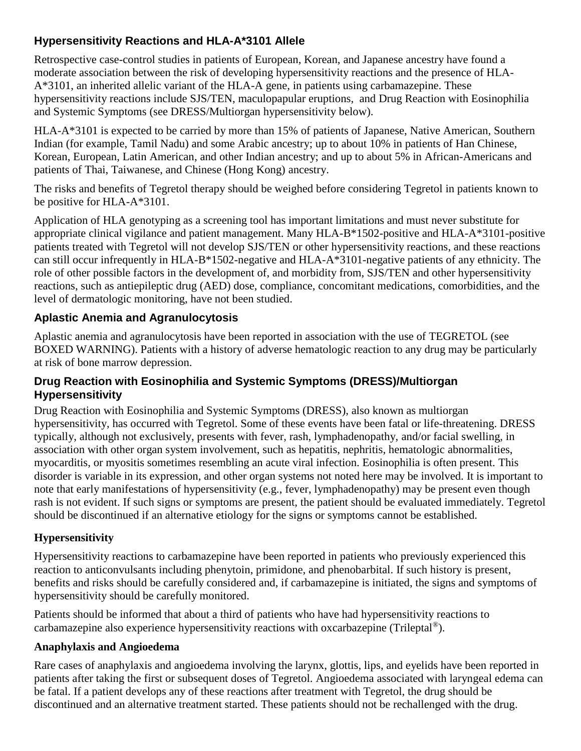### Hypersensitivity Reactions and HLA-A*3101 Allele

Retrospective case-control studies in patients of European, Korean, and Japanese ancestry have found a moderate association between the risk of developing hypersensitivity reactions and the presence of HLA-A*3101, an inherited allelic variant of the HLA-A gene, in patients using carbamazepine. These hypersensitivity reactions include SJS/TEN, maculopapular eruptions, and Drug Reaction with Eosinophilia and Systemic Symptoms (see DRESS/Multiorgan hypersensitivity below).

HLA-A*3101 is expected to be carried by more than 15% of patients of Japanese, Native American, Southern Indian (for example, Tamil Nadu) and some Arabic ancestry; up to about 10% in patients of Han Chinese, Korean, European, Latin American, and other Indian ancestry; and up to about 5% in African-Americans and patients of Thai, Taiwanese, and Chinese (Hong Kong) ancestry.

The risks and benefits of Tegretol therapy should be weighed before considering Tegretol in patients known to be positive for HLA-A*3101.

Application of HLA genotyping as a screening tool has important limitations and must never substitute for appropriate clinical vigilance and patient management. Many HLA-B*1502-positive and HLA-A*3101-positive patients treated with Tegretol will not develop SJS/TEN or other hypersensitivity reactions, and these reactions can still occur infrequently in HLA-B*1502-negative and HLA-A*3101-negative patients of any ethnicity. The role of other possible factors in the development of, and morbidity from, SJS/TEN and other hypersensitivity reactions, such as antiepileptic drug (AED) dose, compliance, concomitant medications, comorbidities, and the level of dermatologic monitoring, have not been studied.

### Aplastic Anemia and Agranulocytosis

Aplastic anemia and agranulocytosis have been reported in association with the use of TEGRETOL (see BOXED WARNING). Patients with a history of adverse hematologic reaction to any drug may be particularly at risk of bone marrow depression.

### Drug Reaction with Eosinophilia and Systemic Symptoms (DRESS)/Multiorgan Hypersensitivity

Drug Reaction with Eosinophilia and Systemic Symptoms (DRESS), also known as multiorgan hypersensitivity, has occurred with Tegretol. Some of these events have been fatal or life-threatening. DRESS typically, although not exclusively, presents with fever, rash, lymphadenopathy, and/or facial swelling, in association with other organ system involvement, such as hepatitis, nephritis, hematologic abnormalities, myocarditis, or myositis sometimes resembling an acute viral infection. Eosinophilia is often present. This disorder is variable in its expression, and other organ systems not noted here may be involved. It is important to note that early manifestations of hypersensitivity (e.g., fever, lymphadenopathy) may be present even though rash is not evident. If such signs or symptoms are present, the patient should be evaluated immediately. Tegretol should be discontinued if an alternative etiology for the signs or symptoms cannot be established.

### Hypersensitivity

Hypersensitivity reactions to carbamazepine have been reported in patients who previously experienced this reaction to anticonvulsants including phenytoin, primidone, and phenobarbital. If such history is present, benefits and risks should be carefully considered and, if carbamazepine is initiated, the signs and symptoms of hypersensitivity should be carefully monitored.

Patients should be informed that about a third of patients who have had hypersensitivity reactions to carbamazepine also experience hypersensitivity reactions with oxcarbazepine (Trileptal®).

### Anaphylaxis and Angioedema

Rare cases of anaphylaxis and angioedema involving the larynx, glottis, lips, and eyelids have been reported in patients after taking the first or subsequent doses of Tegretol. Angioedema associated with laryngeal edema can be fatal. If a patient develops any of these reactions after treatment with Tegretol, the drug should be discontinued and an alternative treatment started. These patients should not be rechallenged with the drug.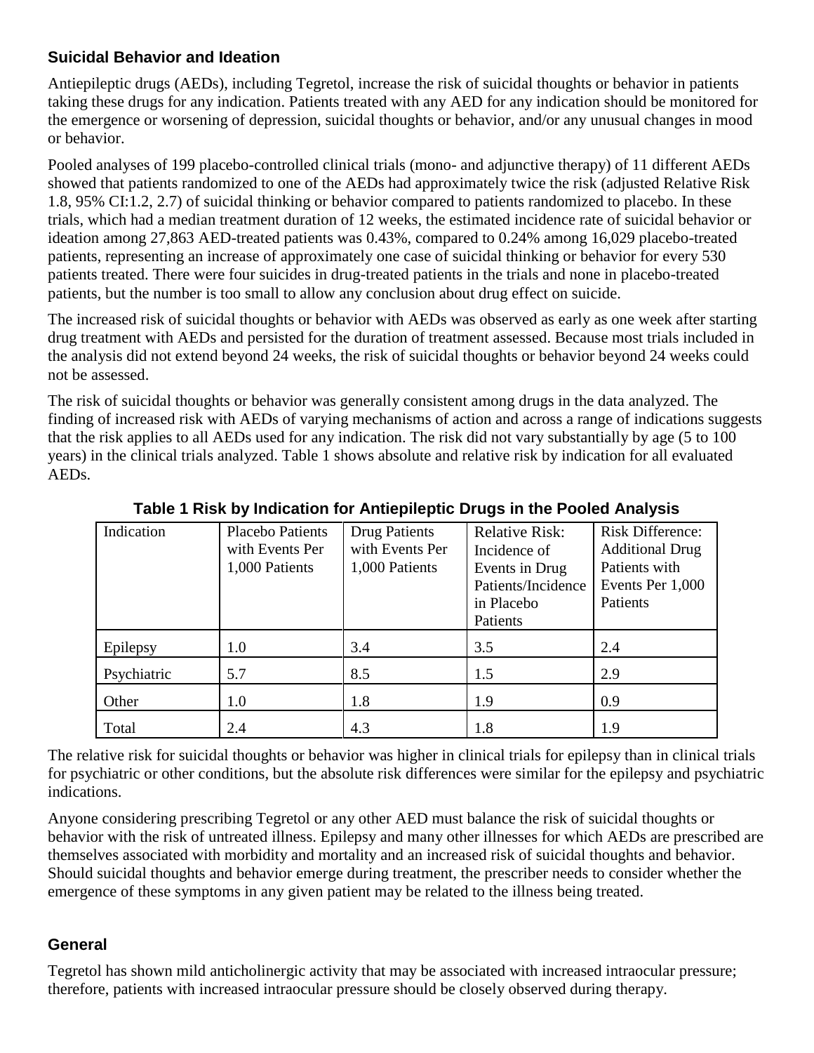### Suicidal Behavior and Ideation

Antiepileptic drugs (AEDs), including Tegretol, increase the risk of suicidal thoughts or behavior in patients taking these drugs for any indication. Patients treated with any AED for any indication should be monitored for the emergence or worsening of depression, suicidal thoughts or behavior, and/or any unusual changes in mood or behavior.

Pooled analyses of 199 placebo-controlled clinical trials (mono- and adjunctive therapy) of 11 different AEDs showed that patients randomized to one of the AEDs had approximately twice the risk (adjusted Relative Risk 1.8, 95% CI:1.2, 2.7) of suicidal thinking or behavior compared to patients randomized to placebo. In these trials, which had a median treatment duration of 12 weeks, the estimated incidence rate of suicidal behavior or ideation among 27,863 AED-treated patients was 0.43%, compared to 0.24% among 16,029 placebo-treated patients, representing an increase of approximately one case of suicidal thinking or behavior for every 530 patients treated. There were four suicides in drug-treated patients in the trials and none in placebo-treated patients, but the number is too small to allow any conclusion about drug effect on suicide.

The increased risk of suicidal thoughts or behavior with AEDs was observed as early as one week after starting drug treatment with AEDs and persisted for the duration of treatment assessed. Because most trials included in the analysis did not extend beyond 24 weeks, the risk of suicidal thoughts or behavior beyond 24 weeks could not be assessed.

The risk of suicidal thoughts or behavior was generally consistent among drugs in the data analyzed. The finding of increased risk with AEDs of varying mechanisms of action and across a range of indications suggests that the risk applies to all AEDs used for any indication. The risk did not vary substantially by age (5 to 100 years) in the clinical trials analyzed. Table 1 shows absolute and relative risk by indication for all evaluated AEDs.

**Table 1 Risk by Indication for Antiepileptic Drugs in the Pooled Analysis**

| Indication | Placebo Patients with Events Per 1,000 Patients | Drug Patients with Events Per 1,000 Patients | Relative Risk: Incidence of Events in Drug Patients/Incidence in Placebo Patients | Risk Difference: Additional Drug Patients with Events Per 1,000 Patients |
|---|---|---|---|---|
| Epilepsy | 1.0 | 3.4 | 3.5 | 2.4 |
| Psychiatric | 5.7 | 8.5 | 1.5 | 2.9 |
| Other | 1.0 | 1.8 | 1.9 | 0.9 |
| Total | 2.4 | 4.3 | 1.8 | 1.9 |

The relative risk for suicidal thoughts or behavior was higher in clinical trials for epilepsy than in clinical trials for psychiatric or other conditions, but the absolute risk differences were similar for the epilepsy and psychiatric indications.

Anyone considering prescribing Tegretol or any other AED must balance the risk of suicidal thoughts or behavior with the risk of untreated illness. Epilepsy and many other illnesses for which AEDs are prescribed are themselves associated with morbidity and mortality and an increased risk of suicidal thoughts and behavior. Should suicidal thoughts and behavior emerge during treatment, the prescriber needs to consider whether the emergence of these symptoms in any given patient may be related to the illness being treated.

### General

Tegretol has shown mild anticholinergic activity that may be associated with increased intraocular pressure; therefore, patients with increased intraocular pressure should be closely observed during therapy.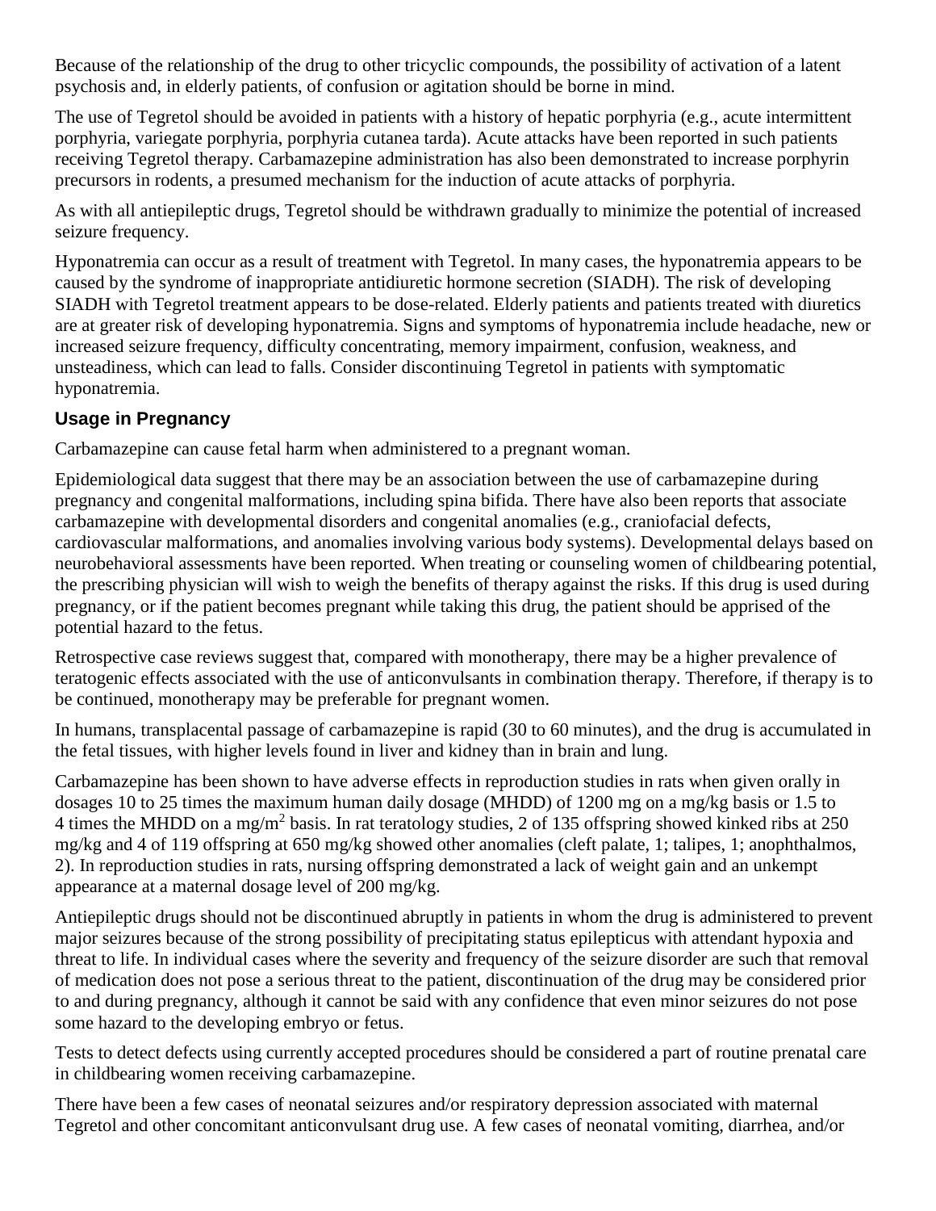Because of the relationship of the drug to other tricyclic compounds, the possibility of activation of a latent psychosis and, in elderly patients, of confusion or agitation should be borne in mind.

The use of Tegretol should be avoided in patients with a history of hepatic porphyria (e.g., acute intermittent porphyria, variegate porphyria, porphyria cutanea tarda). Acute attacks have been reported in such patients receiving Tegretol therapy. Carbamazepine administration has also been demonstrated to increase porphyrin precursors in rodents, a presumed mechanism for the induction of acute attacks of porphyria.

As with all antiepileptic drugs, Tegretol should be withdrawn gradually to minimize the potential of increased seizure frequency.

Hyponatremia can occur as a result of treatment with Tegretol. In many cases, the hyponatremia appears to be caused by the syndrome of inappropriate antidiuretic hormone secretion (SIADH). The risk of developing SIADH with Tegretol treatment appears to be dose-related. Elderly patients and patients treated with diuretics are at greater risk of developing hyponatremia. Signs and symptoms of hyponatremia include headache, new or increased seizure frequency, difficulty concentrating, memory impairment, confusion, weakness, and unsteadiness, which can lead to falls. Consider discontinuing Tegretol in patients with symptomatic hyponatremia.

### Usage in Pregnancy

Carbamazepine can cause fetal harm when administered to a pregnant woman.

Epidemiological data suggest that there may be an association between the use of carbamazepine during pregnancy and congenital malformations, including spina bifida. There have also been reports that associate carbamazepine with developmental disorders and congenital anomalies (e.g., craniofacial defects, cardiovascular malformations, and anomalies involving various body systems). Developmental delays based on neurobehavioral assessments have been reported. When treating or counseling women of childbearing potential, the prescribing physician will wish to weigh the benefits of therapy against the risks. If this drug is used during pregnancy, or if the patient becomes pregnant while taking this drug, the patient should be apprised of the potential hazard to the fetus.

Retrospective case reviews suggest that, compared with monotherapy, there may be a higher prevalence of teratogenic effects associated with the use of anticonvulsants in combination therapy. Therefore, if therapy is to be continued, monotherapy may be preferable for pregnant women.

In humans, transplacental passage of carbamazepine is rapid (30 to 60 minutes), and the drug is accumulated in the fetal tissues, with higher levels found in liver and kidney than in brain and lung.

Carbamazepine has been shown to have adverse effects in reproduction studies in rats when given orally in dosages 10 to 25 times the maximum human daily dosage (MHDD) of 1200 mg on a mg/kg basis or 1.5 to 4 times the MHDD on a $mg/m^2$ basis. In rat teratology studies, 2 of 135 offspring showed kinked ribs at 250 mg/kg and 4 of 119 offspring at 650 mg/kg showed other anomalies (cleft palate, 1; talipes, 1; anophthalmos, 2). In reproduction studies in rats, nursing offspring demonstrated a lack of weight gain and an unkempt appearance at a maternal dosage level of 200 mg/kg.

Antiepileptic drugs should not be discontinued abruptly in patients in whom the drug is administered to prevent major seizures because of the strong possibility of precipitating status epilepticus with attendant hypoxia and threat to life. In individual cases where the severity and frequency of the seizure disorder are such that removal of medication does not pose a serious threat to the patient, discontinuation of the drug may be considered prior to and during pregnancy, although it cannot be said with any confidence that even minor seizures do not pose some hazard to the developing embryo or fetus.

Tests to detect defects using currently accepted procedures should be considered a part of routine prenatal care in childbearing women receiving carbamazepine.

There have been a few cases of neonatal seizures and/or respiratory depression associated with maternal Tegretol and other concomitant anticonvulsant drug use. A few cases of neonatal vomiting, diarrhea, and/or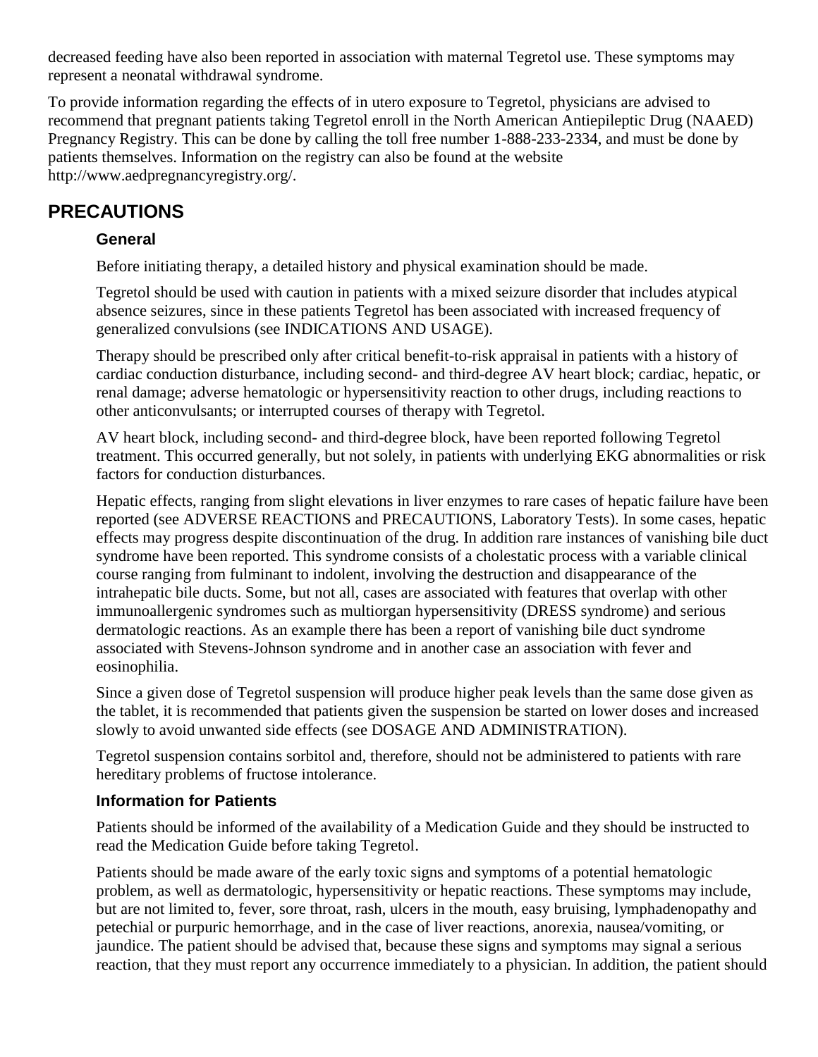decreased feeding have also been reported in association with maternal Tegretol use. These symptoms may represent a neonatal withdrawal syndrome.

To provide information regarding the effects of in utero exposure to Tegretol, physicians are advised to recommend that pregnant patients taking Tegretol enroll in the North American Antiepileptic Drug (NAAED) Pregnancy Registry. This can be done by calling the toll free number 1-888-233-2334, and must be done by patients themselves. Information on the registry can also be found at the website http://www.aedpregnancyregistry.org/.

## PRECAUTIONS

### General

Before initiating therapy, a detailed history and physical examination should be made.

Tegretol should be used with caution in patients with a mixed seizure disorder that includes atypical absence seizures, since in these patients Tegretol has been associated with increased frequency of generalized convulsions (see INDICATIONS AND USAGE).

Therapy should be prescribed only after critical benefit-to-risk appraisal in patients with a history of cardiac conduction disturbance, including second- and third-degree AV heart block; cardiac, hepatic, or renal damage; adverse hematologic or hypersensitivity reaction to other drugs, including reactions to other anticonvulsants; or interrupted courses of therapy with Tegretol.

AV heart block, including second- and third-degree block, have been reported following Tegretol treatment. This occurred generally, but not solely, in patients with underlying EKG abnormalities or risk factors for conduction disturbances.

Hepatic effects, ranging from slight elevations in liver enzymes to rare cases of hepatic failure have been reported (see ADVERSE REACTIONS and PRECAUTIONS, Laboratory Tests). In some cases, hepatic effects may progress despite discontinuation of the drug. In addition rare instances of vanishing bile duct syndrome have been reported. This syndrome consists of a cholestatic process with a variable clinical course ranging from fulminant to indolent, involving the destruction and disappearance of the intrahepatic bile ducts. Some, but not all, cases are associated with features that overlap with other immunoallergenic syndromes such as multiorgan hypersensitivity (DRESS syndrome) and serious dermatologic reactions. As an example there has been a report of vanishing bile duct syndrome associated with Stevens-Johnson syndrome and in another case an association with fever and eosinophilia.

Since a given dose of Tegretol suspension will produce higher peak levels than the same dose given as the tablet, it is recommended that patients given the suspension be started on lower doses and increased slowly to avoid unwanted side effects (see DOSAGE AND ADMINISTRATION).

Tegretol suspension contains sorbitol and, therefore, should not be administered to patients with rare hereditary problems of fructose intolerance.

### Information for Patients

Patients should be informed of the availability of a Medication Guide and they should be instructed to read the Medication Guide before taking Tegretol.

Patients should be made aware of the early toxic signs and symptoms of a potential hematologic problem, as well as dermatologic, hypersensitivity or hepatic reactions. These symptoms may include, but are not limited to, fever, sore throat, rash, ulcers in the mouth, easy bruising, lymphadenopathy and petechial or purpuric hemorrhage, and in the case of liver reactions, anorexia, nausea/vomiting, or jaundice. The patient should be advised that, because these signs and symptoms may signal a serious reaction, that they must report any occurrence immediately to a physician. In addition, the patient should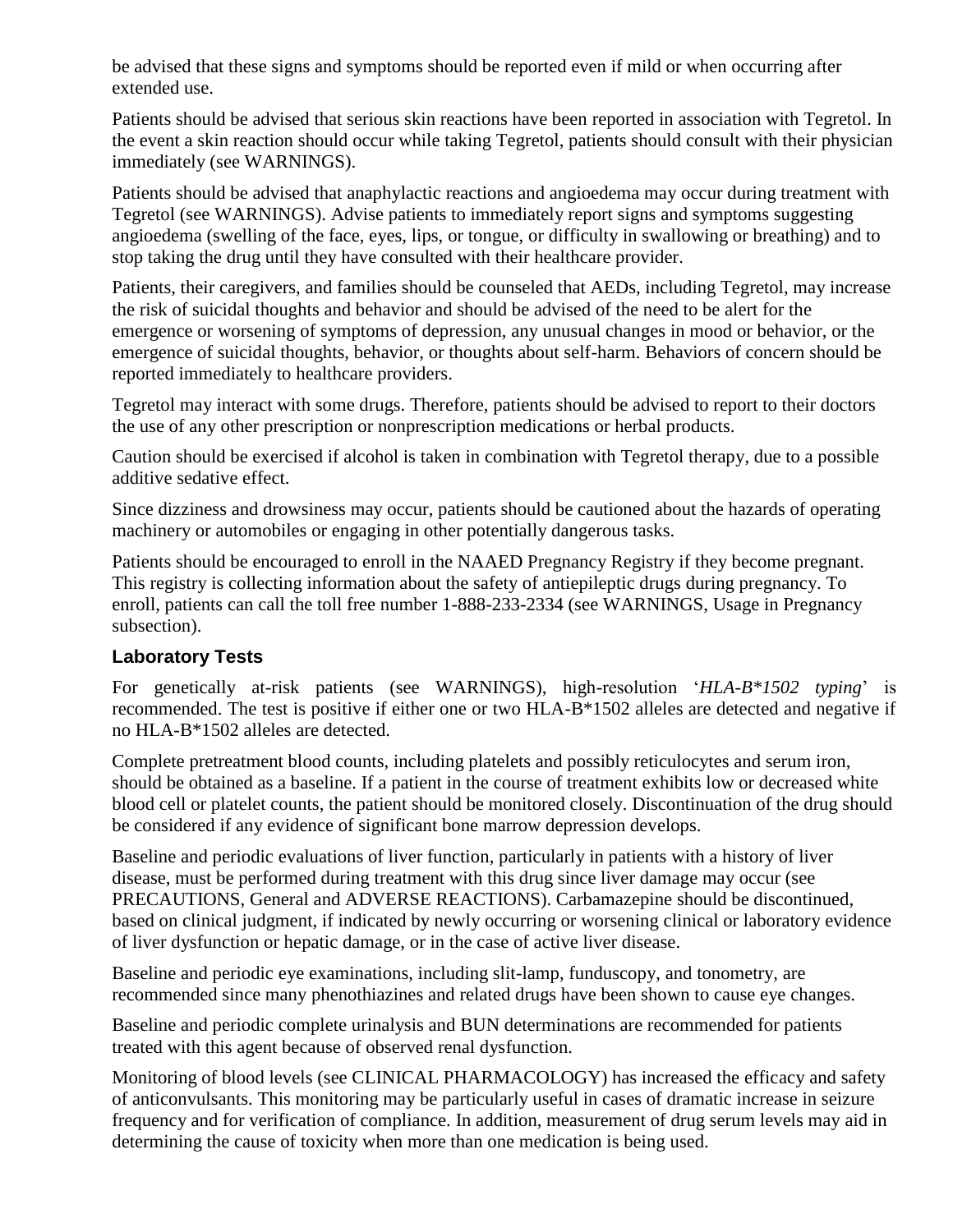be advised that these signs and symptoms should be reported even if mild or when occurring after extended use.

Patients should be advised that serious skin reactions have been reported in association with Tegretol. In the event a skin reaction should occur while taking Tegretol, patients should consult with their physician immediately (see WARNINGS).

Patients should be advised that anaphylactic reactions and angioedema may occur during treatment with Tegretol (see WARNINGS). Advise patients to immediately report signs and symptoms suggesting angioedema (swelling of the face, eyes, lips, or tongue, or difficulty in swallowing or breathing) and to stop taking the drug until they have consulted with their healthcare provider.

Patients, their caregivers, and families should be counseled that AEDs, including Tegretol, may increase the risk of suicidal thoughts and behavior and should be advised of the need to be alert for the emergence or worsening of symptoms of depression, any unusual changes in mood or behavior, or the emergence of suicidal thoughts, behavior, or thoughts about self-harm. Behaviors of concern should be reported immediately to healthcare providers.

Tegretol may interact with some drugs. Therefore, patients should be advised to report to their doctors the use of any other prescription or nonprescription medications or herbal products.

Caution should be exercised if alcohol is taken in combination with Tegretol therapy, due to a possible additive sedative effect.

Since dizziness and drowsiness may occur, patients should be cautioned about the hazards of operating machinery or automobiles or engaging in other potentially dangerous tasks.

Patients should be encouraged to enroll in the NAAED Pregnancy Registry if they become pregnant. This registry is collecting information about the safety of antiepileptic drugs during pregnancy. To enroll, patients can call the toll free number 1-888-233-2334 (see WARNINGS, Usage in Pregnancy subsection).

### Laboratory Tests

For genetically at-risk patients (see WARNINGS), high-resolution '*HLA-B*1502 typing*' is recommended. The test is positive if either one or two HLA-B*1502 alleles are detected and negative if no HLA-B*1502 alleles are detected.

Complete pretreatment blood counts, including platelets and possibly reticulocytes and serum iron, should be obtained as a baseline. If a patient in the course of treatment exhibits low or decreased white blood cell or platelet counts, the patient should be monitored closely. Discontinuation of the drug should be considered if any evidence of significant bone marrow depression develops.

Baseline and periodic evaluations of liver function, particularly in patients with a history of liver disease, must be performed during treatment with this drug since liver damage may occur (see PRECAUTIONS, General and ADVERSE REACTIONS). Carbamazepine should be discontinued, based on clinical judgment, if indicated by newly occurring or worsening clinical or laboratory evidence of liver dysfunction or hepatic damage, or in the case of active liver disease.

Baseline and periodic eye examinations, including slit-lamp, funduscopy, and tonometry, are recommended since many phenothiazines and related drugs have been shown to cause eye changes.

Baseline and periodic complete urinalysis and BUN determinations are recommended for patients treated with this agent because of observed renal dysfunction.

Monitoring of blood levels (see CLINICAL PHARMACOLOGY) has increased the efficacy and safety of anticonvulsants. This monitoring may be particularly useful in cases of dramatic increase in seizure frequency and for verification of compliance. In addition, measurement of drug serum levels may aid in determining the cause of toxicity when more than one medication is being used.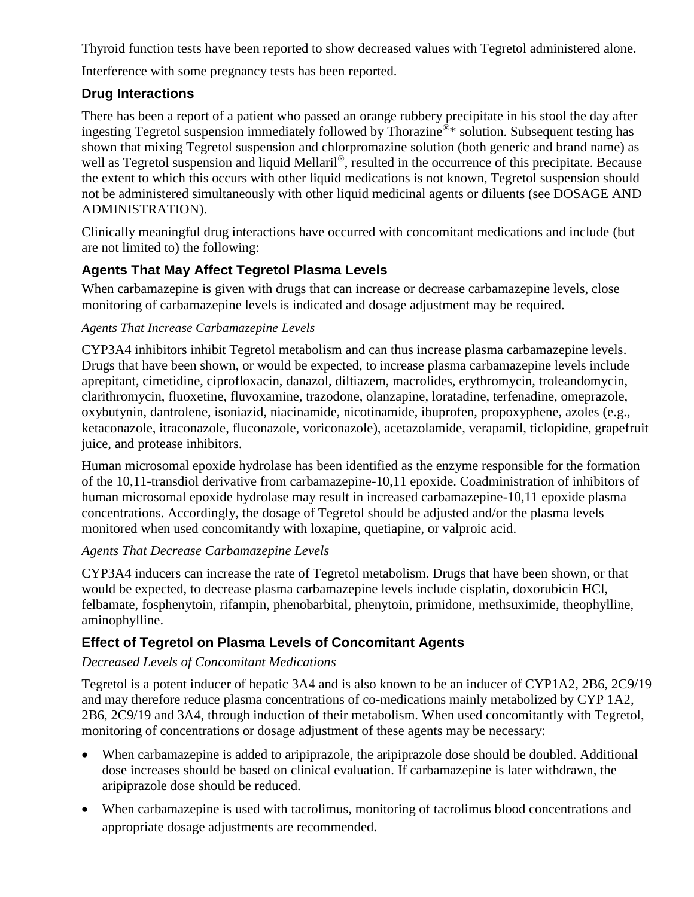Thyroid function tests have been reported to show decreased values with Tegretol administered alone.

Interference with some pregnancy tests has been reported.

### Drug Interactions

There has been a report of a patient who passed an orange rubbery precipitate in his stool the day after ingesting Tegretol suspension immediately followed by Thorazine®* solution. Subsequent testing has shown that mixing Tegretol suspension and chlorpromazine solution (both generic and brand name) as well as Tegretol suspension and liquid Mellaril®, resulted in the occurrence of this precipitate. Because the extent to which this occurs with other liquid medications is not known, Tegretol suspension should not be administered simultaneously with other liquid medicinal agents or diluents (see DOSAGE AND ADMINISTRATION).

Clinically meaningful drug interactions have occurred with concomitant medications and include (but are not limited to) the following:

### Agents That May Affect Tegretol Plasma Levels

When carbamazepine is given with drugs that can increase or decrease carbamazepine levels, close monitoring of carbamazepine levels is indicated and dosage adjustment may be required.

*Agents That Increase Carbamazepine Levels*

CYP3A4 inhibitors inhibit Tegretol metabolism and can thus increase plasma carbamazepine levels. Drugs that have been shown, or would be expected, to increase plasma carbamazepine levels include aprepitant, cimetidine, ciprofloxacin, danazol, diltiazem, macrolides, erythromycin, troleandomycin, clarithromycin, fluoxetine, fluvoxamine, trazodone, olanzapine, loratadine, terfenadine, omeprazole, oxybutynin, dantrolene, isoniazid, niacinamide, nicotinamide, ibuprofen, propoxyphene, azoles (e.g., ketaconazole, itraconazole, fluconazole, voriconazole), acetazolamide, verapamil, ticlopidine, grapefruit juice, and protease inhibitors.

Human microsomal epoxide hydrolase has been identified as the enzyme responsible for the formation of the 10,11-transdiol derivative from carbamazepine-10,11 epoxide. Coadministration of inhibitors of human microsomal epoxide hydrolase may result in increased carbamazepine-10,11 epoxide plasma concentrations. Accordingly, the dosage of Tegretol should be adjusted and/or the plasma levels monitored when used concomitantly with loxapine, quetiapine, or valproic acid.

*Agents That Decrease Carbamazepine Levels*

CYP3A4 inducers can increase the rate of Tegretol metabolism. Drugs that have been shown, or that would be expected, to decrease plasma carbamazepine levels include cisplatin, doxorubicin HCl, felbamate, fosphenytoin, rifampin, phenobarbital, phenytoin, primidone, methsuximide, theophylline, aminophylline.

### Effect of Tegretol on Plasma Levels of Concomitant Agents

*Decreased Levels of Concomitant Medications*

Tegretol is a potent inducer of hepatic 3A4 and is also known to be an inducer of CYP1A2, 2B6, 2C9/19 and may therefore reduce plasma concentrations of co-medications mainly metabolized by CYP 1A2, 2B6, 2C9/19 and 3A4, through induction of their metabolism. When used concomitantly with Tegretol, monitoring of concentrations or dosage adjustment of these agents may be necessary:

- When carbamazepine is added to aripiprazole, the aripiprazole dose should be doubled. Additional dose increases should be based on clinical evaluation. If carbamazepine is later withdrawn, the aripiprazole dose should be reduced.
- When carbamazepine is used with tacrolimus, monitoring of tacrolimus blood concentrations and appropriate dosage adjustments are recommended.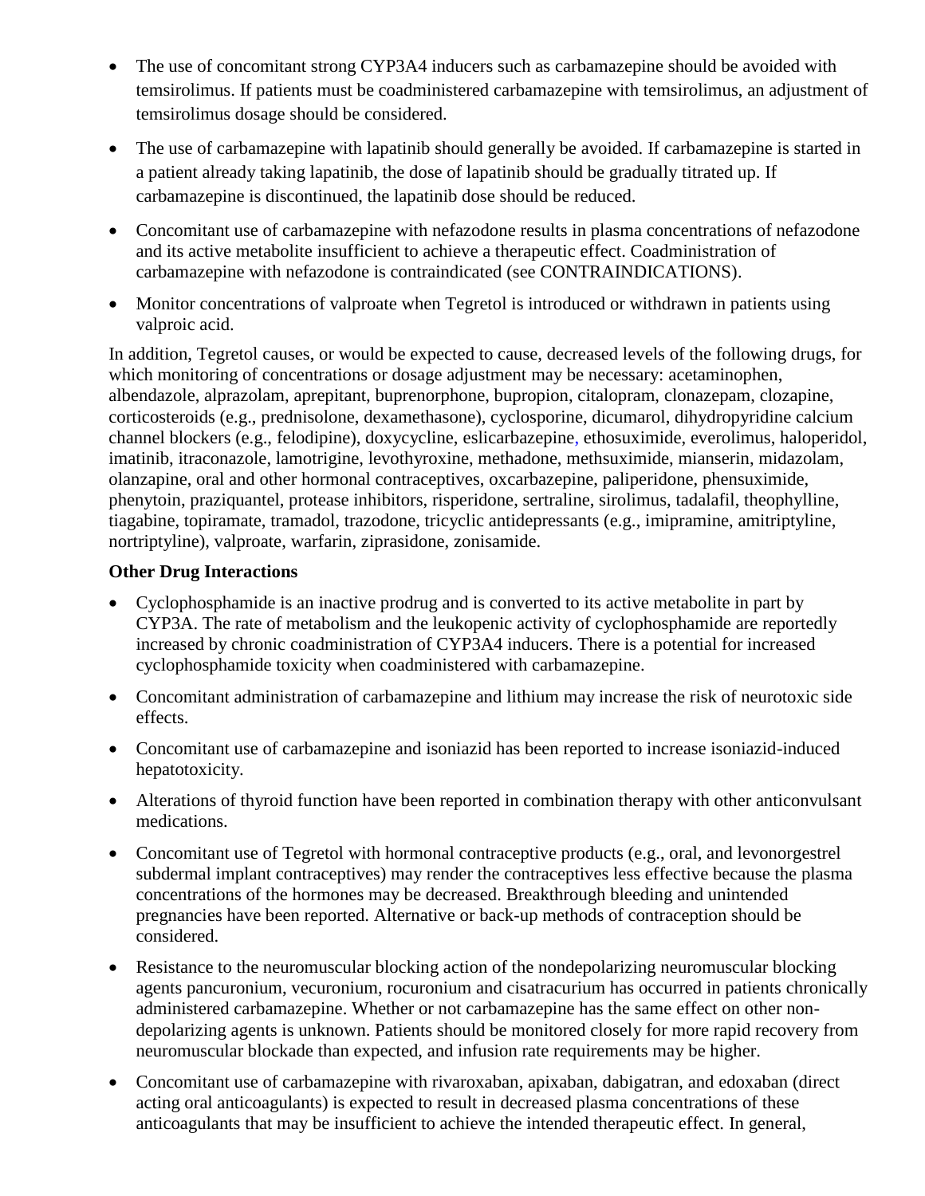- The use of concomitant strong CYP3A4 inducers such as carbamazepine should be avoided with temsirolimus. If patients must be coadministered carbamazepine with temsirolimus, an adjustment of temsirolimus dosage should be considered.
- The use of carbamazepine with lapatinib should generally be avoided. If carbamazepine is started in a patient already taking lapatinib, the dose of lapatinib should be gradually titrated up. If carbamazepine is discontinued, the lapatinib dose should be reduced.
- Concomitant use of carbamazepine with nefazodone results in plasma concentrations of nefazodone and its active metabolite insufficient to achieve a therapeutic effect. Coadministration of carbamazepine with nefazodone is contraindicated (see CONTRAINDICATIONS).
- Monitor concentrations of valproate when Tegretol is introduced or withdrawn in patients using valproic acid.

In addition, Tegretol causes, or would be expected to cause, decreased levels of the following drugs, for which monitoring of concentrations or dosage adjustment may be necessary: acetaminophen, albendazole, alprazolam, aprepitant, buprenorphone, bupropion, citalopram, clonazepam, clozapine, corticosteroids (e.g., prednisolone, dexamethasone), cyclosporine, dicumarol, dihydropyridine calcium channel blockers (e.g., felodipine), doxycycline, eslicarbazepine, ethosuximide, everolimus, haloperidol, imatinib, itraconazole, lamotrigine, levothyroxine, methadone, methsuximide, mianserin, midazolam, olanzapine, oral and other hormonal contraceptives, oxcarbazepine, paliperidone, phensuximide, phenytoin, praziquantel, protease inhibitors, risperidone, sertraline, sirolimus, tadalafil, theophylline, tiagabine, topiramate, tramadol, trazodone, tricyclic antidepressants (e.g., imipramine, amitriptyline, nortriptyline), valproate, warfarin, ziprasidone, zonisamide.

**Other Drug Interactions**

- Cyclophosphamide is an inactive prodrug and is converted to its active metabolite in part by CYP3A. The rate of metabolism and the leukopenic activity of cyclophosphamide are reportedly increased by chronic coadministration of CYP3A4 inducers. There is a potential for increased cyclophosphamide toxicity when coadministered with carbamazepine.
- Concomitant administration of carbamazepine and lithium may increase the risk of neurotoxic side effects.
- Concomitant use of carbamazepine and isoniazid has been reported to increase isoniazid-induced hepatotoxicity.
- Alterations of thyroid function have been reported in combination therapy with other anticonvulsant medications.
- Concomitant use of Tegretol with hormonal contraceptive products (e.g., oral, and levonorgestrel subdermal implant contraceptives) may render the contraceptives less effective because the plasma concentrations of the hormones may be decreased. Breakthrough bleeding and unintended pregnancies have been reported. Alternative or back-up methods of contraception should be considered.
- Resistance to the neuromuscular blocking action of the nondepolarizing neuromuscular blocking agents pancuronium, vecuronium, rocuronium and cisatracurium has occurred in patients chronically administered carbamazepine. Whether or not carbamazepine has the same effect on other non-depolarizing agents is unknown. Patients should be monitored closely for more rapid recovery from neuromuscular blockade than expected, and infusion rate requirements may be higher.
- Concomitant use of carbamazepine with rivaroxaban, apixaban, dabigatran, and edoxaban (direct acting oral anticoagulants) is expected to result in decreased plasma concentrations of these anticoagulants that may be insufficient to achieve the intended therapeutic effect. In general,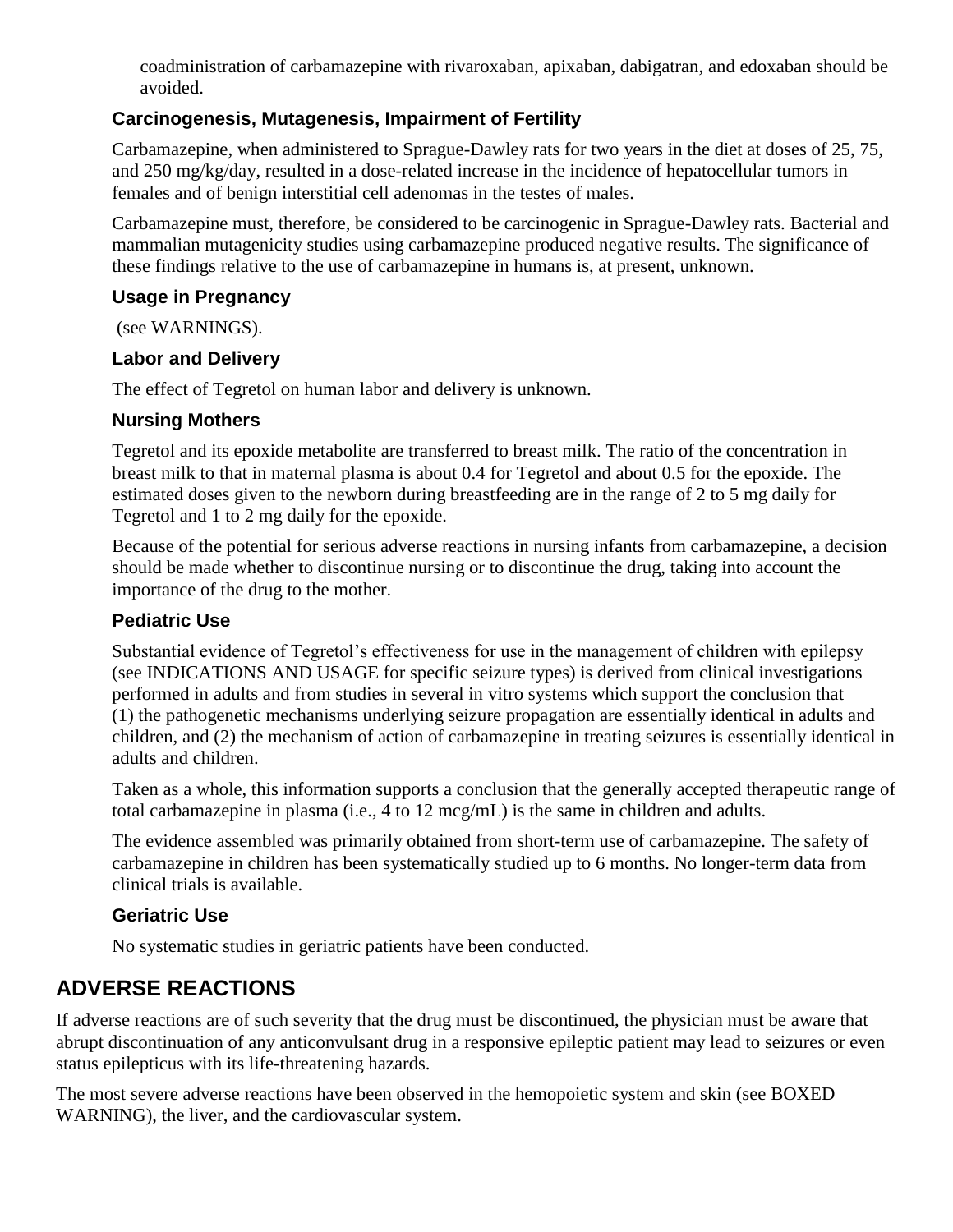coadministration of carbamazepine with rivaroxaban, apixaban, dabigatran, and edoxaban should be avoided.

### Carcinogenesis, Mutagenesis, Impairment of Fertility

Carbamazepine, when administered to Sprague-Dawley rats for two years in the diet at doses of 25, 75, and 250 mg/kg/day, resulted in a dose-related increase in the incidence of hepatocellular tumors in females and of benign interstitial cell adenomas in the testes of males.

Carbamazepine must, therefore, be considered to be carcinogenic in Sprague-Dawley rats. Bacterial and mammalian mutagenicity studies using carbamazepine produced negative results. The significance of these findings relative to the use of carbamazepine in humans is, at present, unknown.

### Usage in Pregnancy

(see WARNINGS).

### Labor and Delivery

The effect of Tegretol on human labor and delivery is unknown.

### Nursing Mothers

Tegretol and its epoxide metabolite are transferred to breast milk. The ratio of the concentration in breast milk to that in maternal plasma is about 0.4 for Tegretol and about 0.5 for the epoxide. The estimated doses given to the newborn during breastfeeding are in the range of 2 to 5 mg daily for Tegretol and 1 to 2 mg daily for the epoxide.

Because of the potential for serious adverse reactions in nursing infants from carbamazepine, a decision should be made whether to discontinue nursing or to discontinue the drug, taking into account the importance of the drug to the mother.

### Pediatric Use

Substantial evidence of Tegretol's effectiveness for use in the management of children with epilepsy (see INDICATIONS AND USAGE for specific seizure types) is derived from clinical investigations performed in adults and from studies in several in vitro systems which support the conclusion that (1) the pathogenetic mechanisms underlying seizure propagation are essentially identical in adults and children, and (2) the mechanism of action of carbamazepine in treating seizures is essentially identical in adults and children.

Taken as a whole, this information supports a conclusion that the generally accepted therapeutic range of total carbamazepine in plasma (i.e., 4 to 12 mcg/mL) is the same in children and adults.

The evidence assembled was primarily obtained from short-term use of carbamazepine. The safety of carbamazepine in children has been systematically studied up to 6 months. No longer-term data from clinical trials is available.

### Geriatric Use

No systematic studies in geriatric patients have been conducted.

## ADVERSE REACTIONS

If adverse reactions are of such severity that the drug must be discontinued, the physician must be aware that abrupt discontinuation of any anticonvulsant drug in a responsive epileptic patient may lead to seizures or even status epilepticus with its life-threatening hazards.

The most severe adverse reactions have been observed in the hemopoietic system and skin (see BOXED WARNING), the liver, and the cardiovascular system.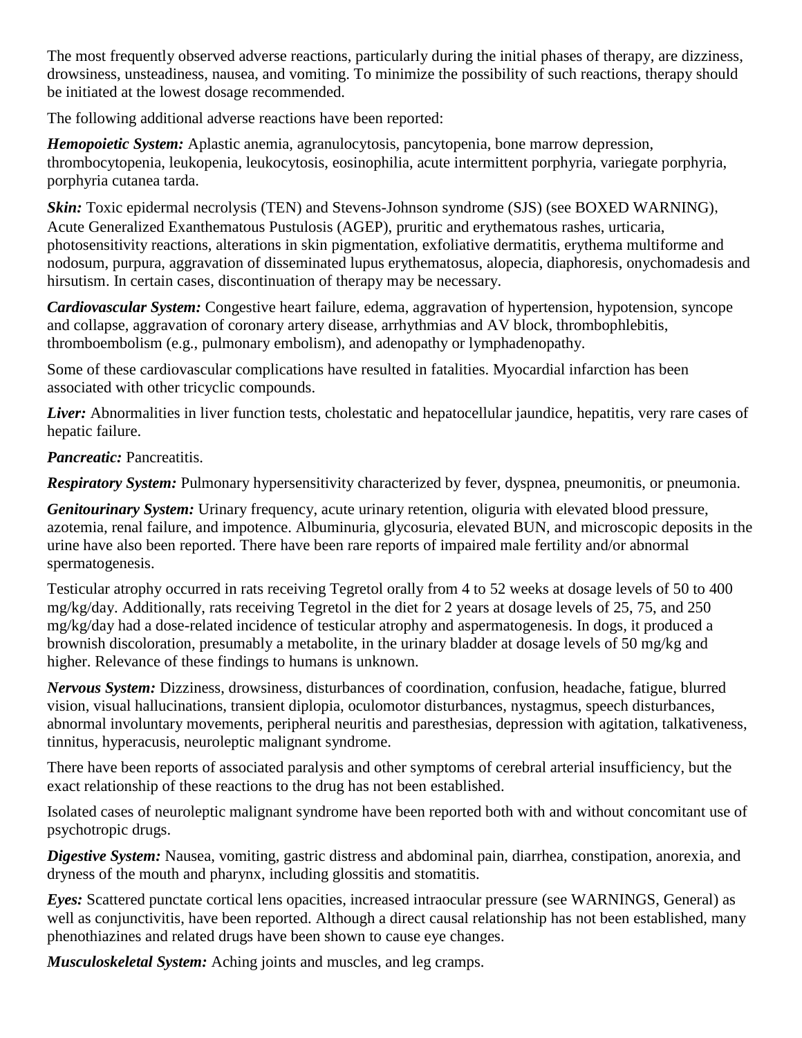The most frequently observed adverse reactions, particularly during the initial phases of therapy, are dizziness, drowsiness, unsteadiness, nausea, and vomiting. To minimize the possibility of such reactions, therapy should be initiated at the lowest dosage recommended.

The following additional adverse reactions have been reported:

***Hemopoietic System:*** Aplastic anemia, agranulocytosis, pancytopenia, bone marrow depression, thrombocytopenia, leukopenia, leukocytosis, eosinophilia, acute intermittent porphyria, variegate porphyria, porphyria cutanea tarda.

***Skin:*** Toxic epidermal necrolysis (TEN) and Stevens-Johnson syndrome (SJS) (see BOXED WARNING), Acute Generalized Exanthematous Pustulosis (AGEP), pruritic and erythematous rashes, urticaria, photosensitivity reactions, alterations in skin pigmentation, exfoliative dermatitis, erythema multiforme and nodosum, purpura, aggravation of disseminated lupus erythematosus, alopecia, diaphoresis, onychomadesis and hirsutism. In certain cases, discontinuation of therapy may be necessary.

***Cardiovascular System:*** Congestive heart failure, edema, aggravation of hypertension, hypotension, syncope and collapse, aggravation of coronary artery disease, arrhythmias and AV block, thrombophlebitis, thromboembolism (e.g., pulmonary embolism), and adenopathy or lymphadenopathy.

Some of these cardiovascular complications have resulted in fatalities. Myocardial infarction has been associated with other tricyclic compounds.

***Liver:*** Abnormalities in liver function tests, cholestatic and hepatocellular jaundice, hepatitis, very rare cases of hepatic failure.

***Pancreatic:*** Pancreatitis.

***Respiratory System:*** Pulmonary hypersensitivity characterized by fever, dyspnea, pneumonitis, or pneumonia.

***Genitourinary System:*** Urinary frequency, acute urinary retention, oliguria with elevated blood pressure, azotemia, renal failure, and impotence. Albuminuria, glycosuria, elevated BUN, and microscopic deposits in the urine have also been reported. There have been rare reports of impaired male fertility and/or abnormal spermatogenesis.

Testicular atrophy occurred in rats receiving Tegretol orally from 4 to 52 weeks at dosage levels of 50 to 400 mg/kg/day. Additionally, rats receiving Tegretol in the diet for 2 years at dosage levels of 25, 75, and 250 mg/kg/day had a dose-related incidence of testicular atrophy and aspermatogenesis. In dogs, it produced a brownish discoloration, presumably a metabolite, in the urinary bladder at dosage levels of 50 mg/kg and higher. Relevance of these findings to humans is unknown.

***Nervous System:*** Dizziness, drowsiness, disturbances of coordination, confusion, headache, fatigue, blurred vision, visual hallucinations, transient diplopia, oculomotor disturbances, nystagmus, speech disturbances, abnormal involuntary movements, peripheral neuritis and paresthesias, depression with agitation, talkativeness, tinnitus, hyperacusis, neuroleptic malignant syndrome.

There have been reports of associated paralysis and other symptoms of cerebral arterial insufficiency, but the exact relationship of these reactions to the drug has not been established.

Isolated cases of neuroleptic malignant syndrome have been reported both with and without concomitant use of psychotropic drugs.

***Digestive System:*** Nausea, vomiting, gastric distress and abdominal pain, diarrhea, constipation, anorexia, and dryness of the mouth and pharynx, including glossitis and stomatitis.

***Eyes:*** Scattered punctate cortical lens opacities, increased intraocular pressure (see WARNINGS, General) as well as conjunctivitis, have been reported. Although a direct causal relationship has not been established, many phenothiazines and related drugs have been shown to cause eye changes.

***Musculoskeletal System:*** Aching joints and muscles, and leg cramps.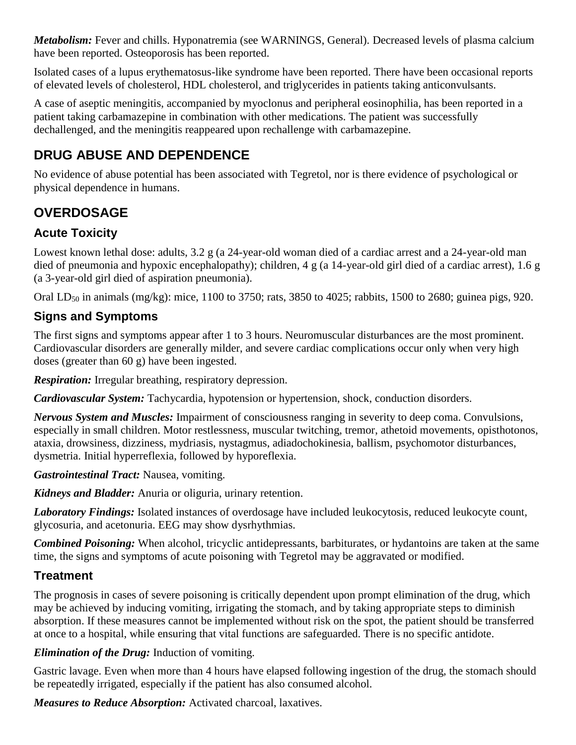***Metabolism:*** Fever and chills. Hyponatremia (see WARNINGS, General). Decreased levels of plasma calcium have been reported. Osteoporosis has been reported.

Isolated cases of a lupus erythematosus-like syndrome have been reported. There have been occasional reports of elevated levels of cholesterol, HDL cholesterol, and triglycerides in patients taking anticonvulsants.

A case of aseptic meningitis, accompanied by myoclonus and peripheral eosinophilia, has been reported in a patient taking carbamazepine in combination with other medications. The patient was successfully dechallenged, and the meningitis reappeared upon rechallenge with carbamazepine.

## DRUG ABUSE AND DEPENDENCE

No evidence of abuse potential has been associated with Tegretol, nor is there evidence of psychological or physical dependence in humans.

## OVERDOSAGE

### Acute Toxicity

Lowest known lethal dose: adults, 3.2 g (a 24-year-old woman died of a cardiac arrest and a 24-year-old man died of pneumonia and hypoxic encephalopathy); children, 4 g (a 14-year-old girl died of a cardiac arrest), 1.6 g (a 3-year-old girl died of aspiration pneumonia).

Oral $LD_{50}$ in animals (mg/kg): mice, 1100 to 3750; rats, 3850 to 4025; rabbits, 1500 to 2680; guinea pigs, 920.

### Signs and Symptoms

The first signs and symptoms appear after 1 to 3 hours. Neuromuscular disturbances are the most prominent. Cardiovascular disorders are generally milder, and severe cardiac complications occur only when very high doses (greater than 60 g) have been ingested.

***Respiration:*** Irregular breathing, respiratory depression.

***Cardiovascular System:*** Tachycardia, hypotension or hypertension, shock, conduction disorders.

***Nervous System and Muscles:*** Impairment of consciousness ranging in severity to deep coma. Convulsions, especially in small children. Motor restlessness, muscular twitching, tremor, athetoid movements, opisthotonos, ataxia, drowsiness, dizziness, mydriasis, nystagmus, adiadochokinesia, ballism, psychomotor disturbances, dysmetria. Initial hyperreflexia, followed by hyporeflexia.

***Gastrointestinal Tract:*** Nausea, vomiting.

***Kidneys and Bladder:*** Anuria or oliguria, urinary retention.

***Laboratory Findings:*** Isolated instances of overdosage have included leukocytosis, reduced leukocyte count, glycosuria, and acetonuria. EEG may show dysrhythmias.

***Combined Poisoning:*** When alcohol, tricyclic antidepressants, barbiturates, or hydantoins are taken at the same time, the signs and symptoms of acute poisoning with Tegretol may be aggravated or modified.

### Treatment

The prognosis in cases of severe poisoning is critically dependent upon prompt elimination of the drug, which may be achieved by inducing vomiting, irrigating the stomach, and by taking appropriate steps to diminish absorption. If these measures cannot be implemented without risk on the spot, the patient should be transferred at once to a hospital, while ensuring that vital functions are safeguarded. There is no specific antidote.

***Elimination of the Drug:*** Induction of vomiting.

Gastric lavage. Even when more than 4 hours have elapsed following ingestion of the drug, the stomach should be repeatedly irrigated, especially if the patient has also consumed alcohol.

***Measures to Reduce Absorption:*** Activated charcoal, laxatives.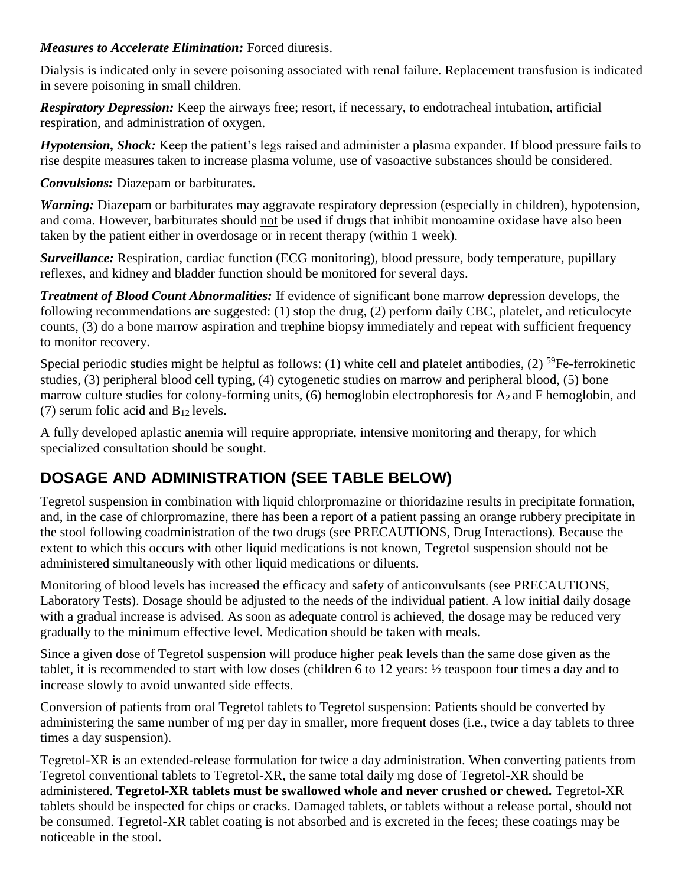***Measures to Accelerate Elimination:*** Forced diuresis.

Dialysis is indicated only in severe poisoning associated with renal failure. Replacement transfusion is indicated in severe poisoning in small children.

***Respiratory Depression:*** Keep the airways free; resort, if necessary, to endotracheal intubation, artificial respiration, and administration of oxygen.

***Hypotension, Shock:*** Keep the patient's legs raised and administer a plasma expander. If blood pressure fails to rise despite measures taken to increase plasma volume, use of vasoactive substances should be considered.

***Convulsions:*** Diazepam or barbiturates.

***Warning:*** Diazepam or barbiturates may aggravate respiratory depression (especially in children), hypotension, and coma. However, barbiturates should not be used if drugs that inhibit monoamine oxidase have also been taken by the patient either in overdosage or in recent therapy (within 1 week).

***Surveillance:*** Respiration, cardiac function (ECG monitoring), blood pressure, body temperature, pupillary reflexes, and kidney and bladder function should be monitored for several days.

***Treatment of Blood Count Abnormalities:*** If evidence of significant bone marrow depression develops, the following recommendations are suggested: (1) stop the drug, (2) perform daily CBC, platelet, and reticulocyte counts, (3) do a bone marrow aspiration and trephine biopsy immediately and repeat with sufficient frequency to monitor recovery.

Special periodic studies might be helpful as follows: (1) white cell and platelet antibodies, (2) $^{59}$Fe-ferrokinetic studies, (3) peripheral blood cell typing, (4) cytogenetic studies on marrow and peripheral blood, (5) bone marrow culture studies for colony-forming units, (6) hemoglobin electrophoresis for $A_2$ and F hemoglobin, and (7) serum folic acid and $B_{12}$ levels.

A fully developed aplastic anemia will require appropriate, intensive monitoring and therapy, for which specialized consultation should be sought.

## DOSAGE AND ADMINISTRATION (SEE TABLE BELOW)

Tegretol suspension in combination with liquid chlorpromazine or thioridazine results in precipitate formation, and, in the case of chlorpromazine, there has been a report of a patient passing an orange rubbery precipitate in the stool following coadministration of the two drugs (see PRECAUTIONS, Drug Interactions). Because the extent to which this occurs with other liquid medications is not known, Tegretol suspension should not be administered simultaneously with other liquid medications or diluents.

Monitoring of blood levels has increased the efficacy and safety of anticonvulsants (see PRECAUTIONS, Laboratory Tests). Dosage should be adjusted to the needs of the individual patient. A low initial daily dosage with a gradual increase is advised. As soon as adequate control is achieved, the dosage may be reduced very gradually to the minimum effective level. Medication should be taken with meals.

Since a given dose of Tegretol suspension will produce higher peak levels than the same dose given as the tablet, it is recommended to start with low doses (children 6 to 12 years: ½ teaspoon four times a day and to increase slowly to avoid unwanted side effects.

Conversion of patients from oral Tegretol tablets to Tegretol suspension: Patients should be converted by administering the same number of mg per day in smaller, more frequent doses (i.e., twice a day tablets to three times a day suspension).

Tegretol-XR is an extended-release formulation for twice a day administration. When converting patients from Tegretol conventional tablets to Tegretol-XR, the same total daily mg dose of Tegretol-XR should be administered. **Tegretol-XR tablets must be swallowed whole and never crushed or chewed.** Tegretol-XR tablets should be inspected for chips or cracks. Damaged tablets, or tablets without a release portal, should not be consumed. Tegretol-XR tablet coating is not absorbed and is excreted in the feces; these coatings may be noticeable in the stool.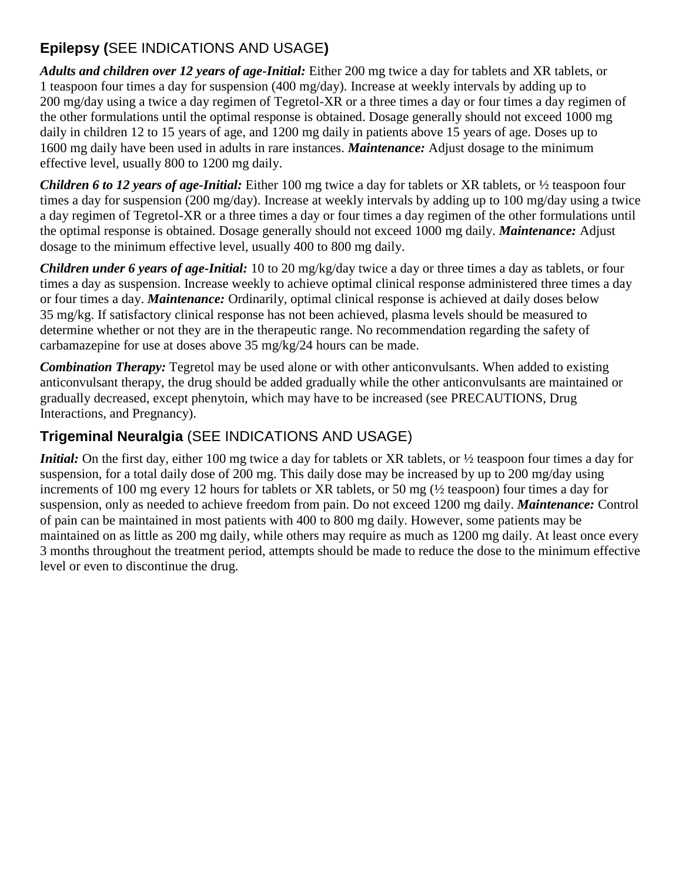## Epilepsy (SEE INDICATIONS AND USAGE)

***Adults and children over 12 years of age-Initial:*** Either 200 mg twice a day for tablets and XR tablets, or 1 teaspoon four times a day for suspension (400 mg/day). Increase at weekly intervals by adding up to 200 mg/day using a twice a day regimen of Tegretol-XR or a three times a day or four times a day regimen of the other formulations until the optimal response is obtained. Dosage generally should not exceed 1000 mg daily in children 12 to 15 years of age, and 1200 mg daily in patients above 15 years of age. Doses up to 1600 mg daily have been used in adults in rare instances. ***Maintenance:*** Adjust dosage to the minimum effective level, usually 800 to 1200 mg daily.

***Children 6 to 12 years of age-Initial:*** Either 100 mg twice a day for tablets or XR tablets, or ½ teaspoon four times a day for suspension (200 mg/day). Increase at weekly intervals by adding up to 100 mg/day using a twice a day regimen of Tegretol-XR or a three times a day or four times a day regimen of the other formulations until the optimal response is obtained. Dosage generally should not exceed 1000 mg daily. ***Maintenance:*** Adjust dosage to the minimum effective level, usually 400 to 800 mg daily.

***Children under 6 years of age-Initial:*** 10 to 20 mg/kg/day twice a day or three times a day as tablets, or four times a day as suspension. Increase weekly to achieve optimal clinical response administered three times a day or four times a day. ***Maintenance:*** Ordinarily, optimal clinical response is achieved at daily doses below 35 mg/kg. If satisfactory clinical response has not been achieved, plasma levels should be measured to determine whether or not they are in the therapeutic range. No recommendation regarding the safety of carbamazepine for use at doses above 35 mg/kg/24 hours can be made.

***Combination Therapy:*** Tegretol may be used alone or with other anticonvulsants. When added to existing anticonvulsant therapy, the drug should be added gradually while the other anticonvulsants are maintained or gradually decreased, except phenytoin, which may have to be increased (see PRECAUTIONS, Drug Interactions, and Pregnancy).

## Trigeminal Neuralgia (SEE INDICATIONS AND USAGE)

***Initial:*** On the first day, either 100 mg twice a day for tablets or XR tablets, or ½ teaspoon four times a day for suspension, for a total daily dose of 200 mg. This daily dose may be increased by up to 200 mg/day using increments of 100 mg every 12 hours for tablets or XR tablets, or 50 mg (½ teaspoon) four times a day for suspension, only as needed to achieve freedom from pain. Do not exceed 1200 mg daily. ***Maintenance:*** Control of pain can be maintained in most patients with 400 to 800 mg daily. However, some patients may be maintained on as little as 200 mg daily, while others may require as much as 1200 mg daily. At least once every 3 months throughout the treatment period, attempts should be made to reduce the dose to the minimum effective level or even to discontinue the drug.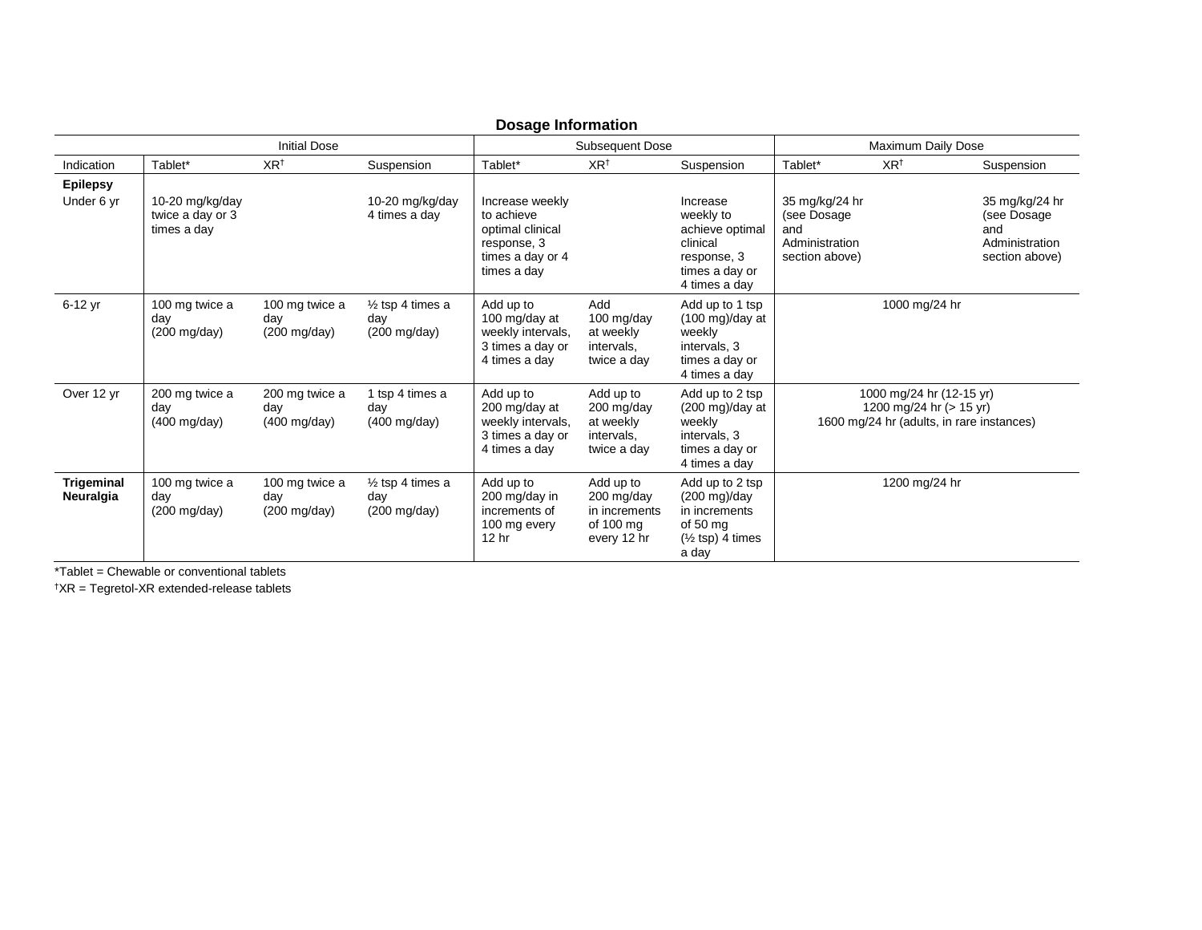**Dosage Information**

| | Initial Dose | | | Subsequent Dose | | | Maximum Daily Dose | | |
|---|---|---|---|---|---|---|---|---|---|
| Indication | Tablet* | XR† | Suspension | Tablet* | XR† | Suspension | Tablet* | XR† | Suspension |
| **Epilepsy** | | | | | | | | | |
| Under 6 yr | 10-20 mg/kg/day twice a day or 3 times a day | | 10-20 mg/kg/day 4 times a day | Increase weekly to achieve optimal clinical response, 3 times a day or 4 times a day | | Increase weekly to achieve optimal clinical response, 3 times a day or 4 times a day | 35 mg/kg/24 hr (see Dosage and Administration section above) | | 35 mg/kg/24 hr (see Dosage and Administration section above) |
| 6-12 yr | 100 mg twice a day (200 mg/day) | 100 mg twice a day (200 mg/day) | ½ tsp 4 times a day (200 mg/day) | Add up to 100 mg/day at weekly intervals, 3 times a day or 4 times a day | Add 100 mg/day at weekly intervals, twice a day | Add up to 1 tsp (100 mg)/day at weekly intervals, 3 times a day or 4 times a day | 1000 mg/24 hr | | |
| Over 12 yr | 200 mg twice a day (400 mg/day) | 200 mg twice a day (400 mg/day) | 1 tsp 4 times a day (400 mg/day) | Add up to 200 mg/day at weekly intervals, 3 times a day or 4 times a day | Add up to 200 mg/day at weekly intervals, twice a day | Add up to 2 tsp (200 mg)/day at weekly intervals, 3 times a day or 4 times a day | 1000 mg/24 hr (12-15 yr)<br>1200 mg/24 hr (> 15 yr)<br>1600 mg/24 hr (adults, in rare instances) | | |
| **Trigeminal Neuralgia** | 100 mg twice a day (200 mg/day) | 100 mg twice a day (200 mg/day) | ½ tsp 4 times a day (200 mg/day) | Add up to 200 mg/day in increments of 100 mg every 12 hr | Add up to 200 mg/day in increments of 100 mg every 12 hr | Add up to 2 tsp (200 mg)/day in increments of 50 mg (½ tsp) 4 times a day | 1200 mg/24 hr | | |

*Tablet = Chewable or conventional tablets

†XR = Tegretol-XR extended-release tablets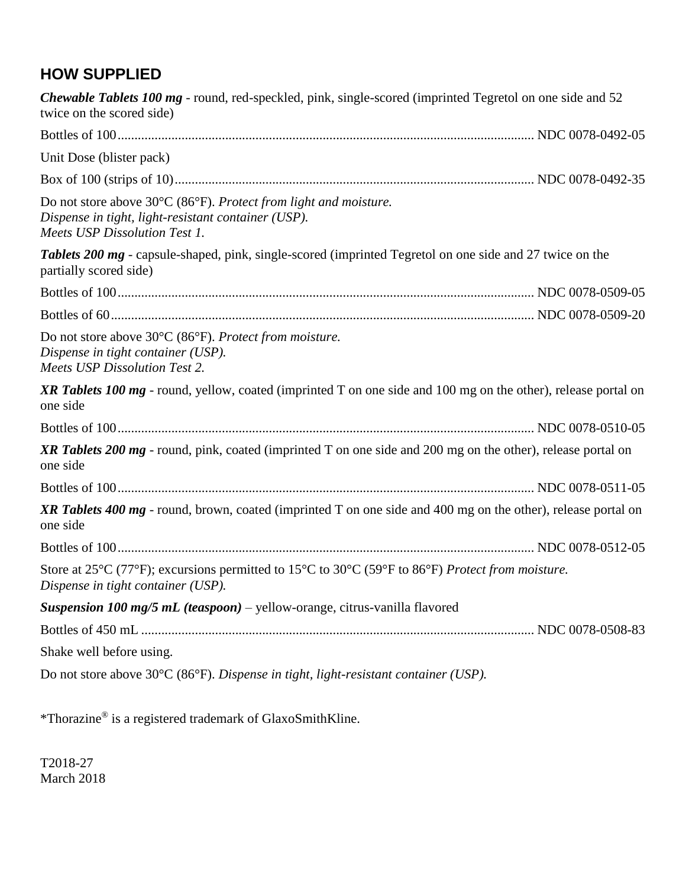## HOW SUPPLIED

***Chewable Tablets 100 mg*** - round, red-speckled, pink, single-scored (imprinted Tegretol on one side and 52 twice on the scored side)

Bottles of 100........................................................................................................................ NDC 0078-0492-05

Unit Dose (blister pack)

Box of 100 (strips of 10)........................................................................................................ NDC 0078-0492-35

Do not store above 30°C (86°F). *Protect from light and moisture.*
*Dispense in tight, light-resistant container (USP).*
*Meets USP Dissolution Test 1.*

***Tablets 200 mg*** - capsule-shaped, pink, single-scored (imprinted Tegretol on one side and 27 twice on the partially scored side)

Bottles of 100........................................................................................................................ NDC 0078-0509-05

Bottles of 60.......................................................................................................................... NDC 0078-0509-20

Do not store above 30°C (86°F). *Protect from moisture.*
*Dispense in tight container (USP).*
*Meets USP Dissolution Test 2.*

***XR Tablets 100 mg*** - round, yellow, coated (imprinted T on one side and 100 mg on the other), release portal on one side

Bottles of 100........................................................................................................................ NDC 0078-0510-05

***XR Tablets 200 mg*** - round, pink, coated (imprinted T on one side and 200 mg on the other), release portal on one side

Bottles of 100........................................................................................................................ NDC 0078-0511-05

***XR Tablets 400 mg*** - round, brown, coated (imprinted T on one side and 400 mg on the other), release portal on one side

Bottles of 100........................................................................................................................ NDC 0078-0512-05

Store at 25°C (77°F); excursions permitted to 15°C to 30°C (59°F to 86°F) *Protect from moisture.*
*Dispense in tight container (USP).*

***Suspension 100 mg/5 mL (teaspoon)*** – yellow-orange, citrus-vanilla flavored

Bottles of 450 mL .................................................................................................................. NDC 0078-0508-83

Shake well before using.

Do not store above 30°C (86°F). *Dispense in tight, light-resistant container (USP).*

*Thorazine® is a registered trademark of GlaxoSmithKline.

T2018-27
March 2018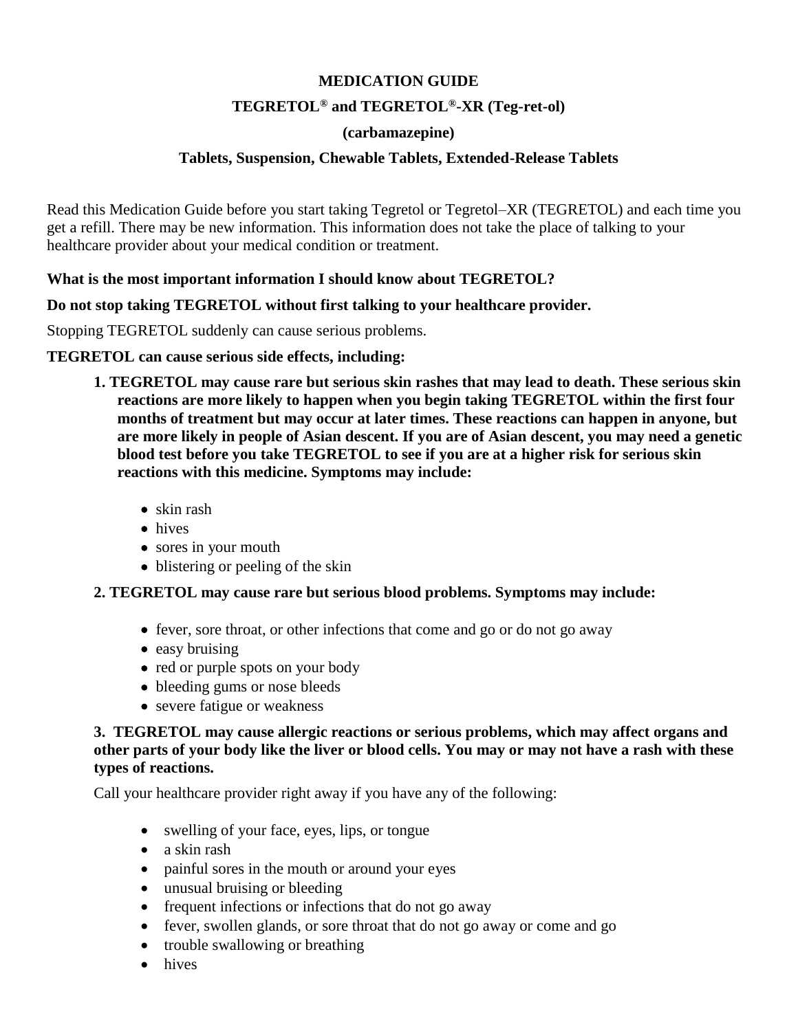**MEDICATION GUIDE**

**TEGRETOL® and TEGRETOL®-XR (Teg-ret-ol)**

**(carbamazepine)**

**Tablets, Suspension, Chewable Tablets, Extended-Release Tablets**

Read this Medication Guide before you start taking Tegretol or Tegretol–XR (TEGRETOL) and each time you get a refill. There may be new information. This information does not take the place of talking to your healthcare provider about your medical condition or treatment.

**What is the most important information I should know about TEGRETOL?**

**Do not stop taking TEGRETOL without first talking to your healthcare provider.**

Stopping TEGRETOL suddenly can cause serious problems.

**TEGRETOL can cause serious side effects, including:**

**1. TEGRETOL may cause rare but serious skin rashes that may lead to death. These serious skin reactions are more likely to happen when you begin taking TEGRETOL within the first four months of treatment but may occur at later times. These reactions can happen in anyone, but are more likely in people of Asian descent. If you are of Asian descent, you may need a genetic blood test before you take TEGRETOL to see if you are at a higher risk for serious skin reactions with this medicine. Symptoms may include:**

- skin rash
- hives
- sores in your mouth
- blistering or peeling of the skin

**2. TEGRETOL may cause rare but serious blood problems. Symptoms may include:**

- fever, sore throat, or other infections that come and go or do not go away
- easy bruising
- red or purple spots on your body
- bleeding gums or nose bleeds
- severe fatigue or weakness

**3. TEGRETOL may cause allergic reactions or serious problems, which may affect organs and other parts of your body like the liver or blood cells. You may or may not have a rash with these types of reactions.**

Call your healthcare provider right away if you have any of the following:

- swelling of your face, eyes, lips, or tongue
- a skin rash
- painful sores in the mouth or around your eyes
- unusual bruising or bleeding
- frequent infections or infections that do not go away
- fever, swollen glands, or sore throat that do not go away or come and go
- trouble swallowing or breathing
- hives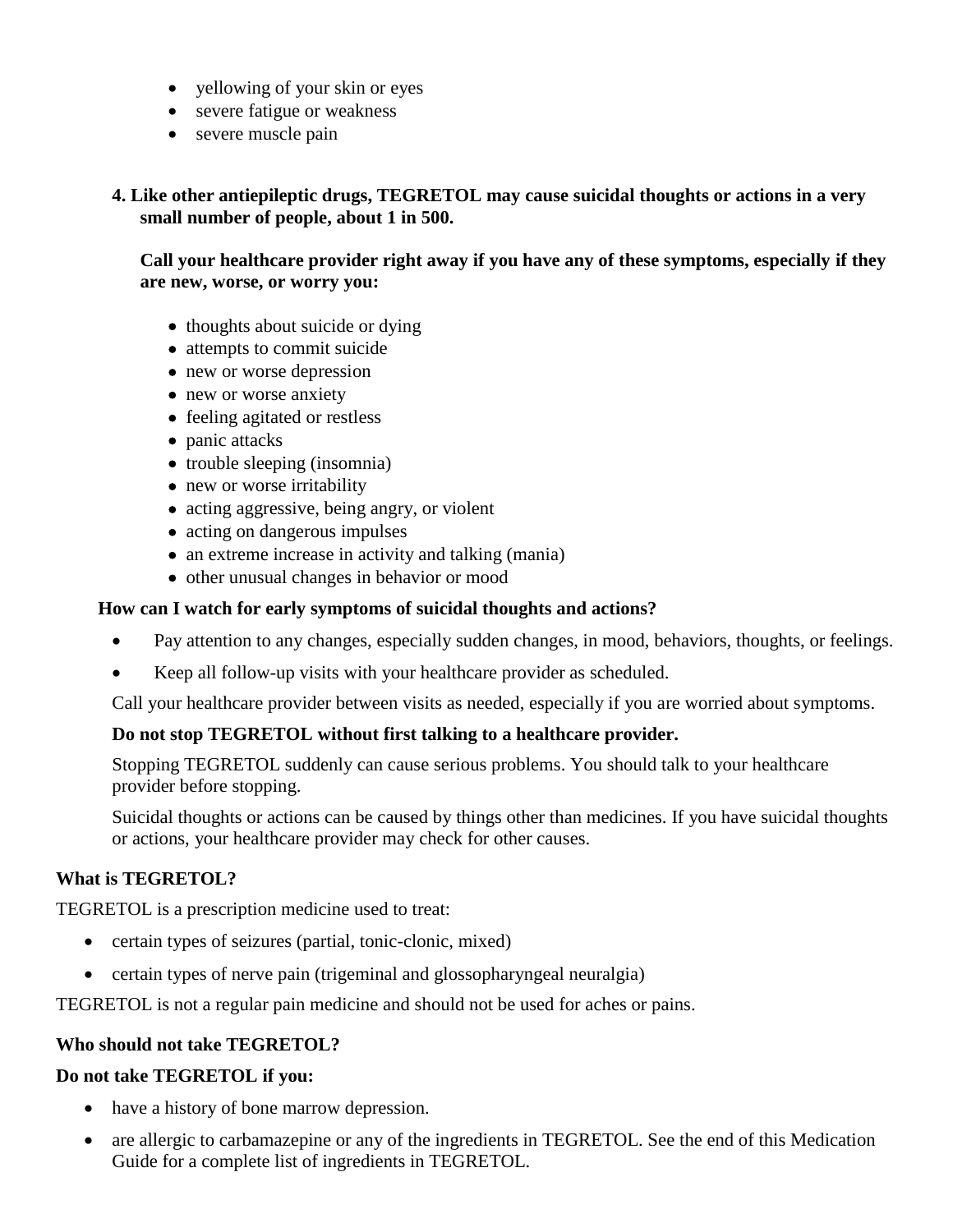- yellowing of your skin or eyes
- severe fatigue or weakness
- severe muscle pain

**4. Like other antiepileptic drugs, TEGRETOL may cause suicidal thoughts or actions in a very small number of people, about 1 in 500.**

**Call your healthcare provider right away if you have any of these symptoms, especially if they are new, worse, or worry you:**

- thoughts about suicide or dying
- attempts to commit suicide
- new or worse depression
- new or worse anxiety
- feeling agitated or restless
- panic attacks
- trouble sleeping (insomnia)
- new or worse irritability
- acting aggressive, being angry, or violent
- acting on dangerous impulses
- an extreme increase in activity and talking (mania)
- other unusual changes in behavior or mood

**How can I watch for early symptoms of suicidal thoughts and actions?**

- Pay attention to any changes, especially sudden changes, in mood, behaviors, thoughts, or feelings.
- Keep all follow-up visits with your healthcare provider as scheduled.

Call your healthcare provider between visits as needed, especially if you are worried about symptoms.

**Do not stop TEGRETOL without first talking to a healthcare provider.**

Stopping TEGRETOL suddenly can cause serious problems. You should talk to your healthcare provider before stopping.

Suicidal thoughts or actions can be caused by things other than medicines. If you have suicidal thoughts or actions, your healthcare provider may check for other causes.

**What is TEGRETOL?**

TEGRETOL is a prescription medicine used to treat:

- certain types of seizures (partial, tonic-clonic, mixed)
- certain types of nerve pain (trigeminal and glossopharyngeal neuralgia)

TEGRETOL is not a regular pain medicine and should not be used for aches or pains.

**Who should not take TEGRETOL?**

**Do not take TEGRETOL if you:**

- have a history of bone marrow depression.
- are allergic to carbamazepine or any of the ingredients in TEGRETOL. See the end of this Medication Guide for a complete list of ingredients in TEGRETOL.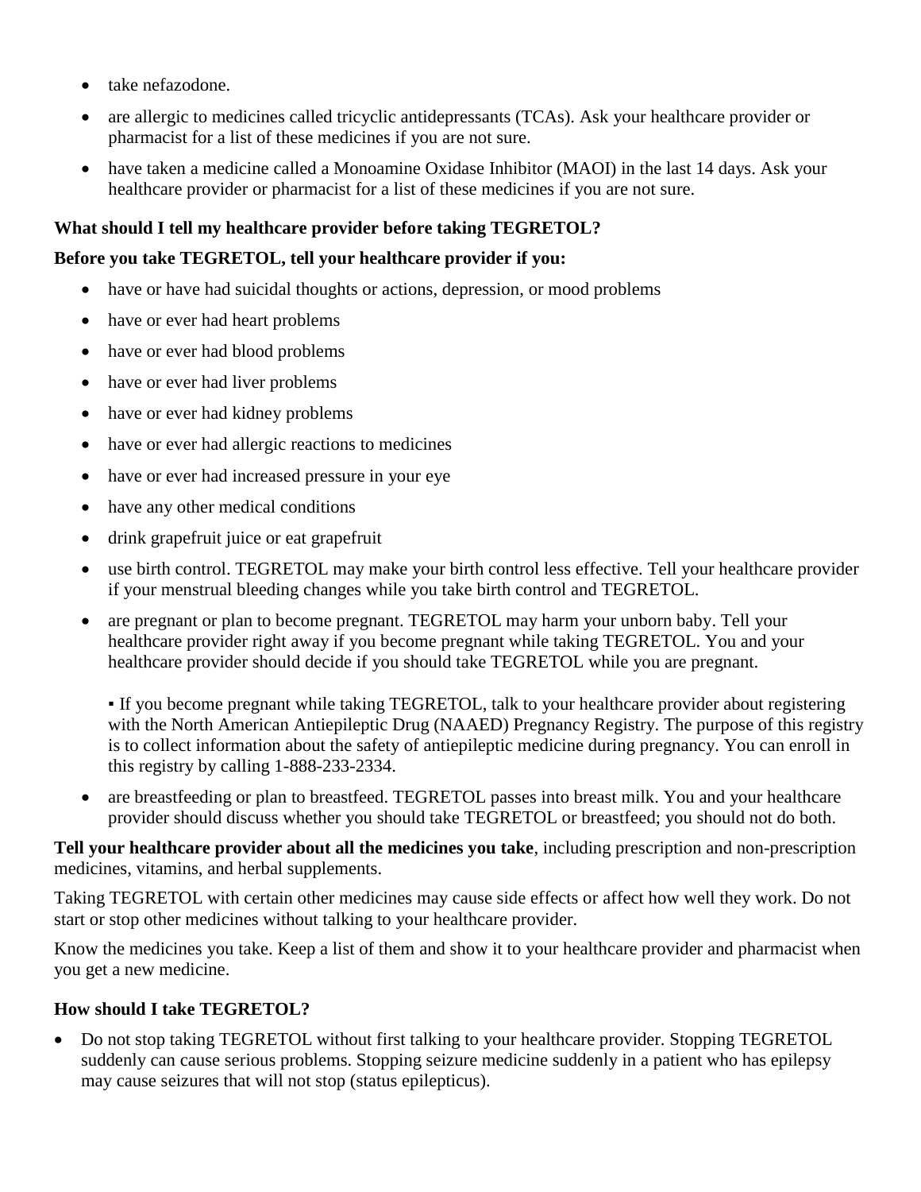- take nefazodone.
- are allergic to medicines called tricyclic antidepressants (TCAs). Ask your healthcare provider or pharmacist for a list of these medicines if you are not sure.
- have taken a medicine called a Monoamine Oxidase Inhibitor (MAOI) in the last 14 days. Ask your healthcare provider or pharmacist for a list of these medicines if you are not sure.

**What should I tell my healthcare provider before taking TEGRETOL?**

**Before you take TEGRETOL, tell your healthcare provider if you:**

- have or have had suicidal thoughts or actions, depression, or mood problems
- have or ever had heart problems
- have or ever had blood problems
- have or ever had liver problems
- have or ever had kidney problems
- have or ever had allergic reactions to medicines
- have or ever had increased pressure in your eye
- have any other medical conditions
- drink grapefruit juice or eat grapefruit
- use birth control. TEGRETOL may make your birth control less effective. Tell your healthcare provider if your menstrual bleeding changes while you take birth control and TEGRETOL.
- are pregnant or plan to become pregnant. TEGRETOL may harm your unborn baby. Tell your healthcare provider right away if you become pregnant while taking TEGRETOL. You and your healthcare provider should decide if you should take TEGRETOL while you are pregnant.

  ▪ If you become pregnant while taking TEGRETOL, talk to your healthcare provider about registering with the North American Antiepileptic Drug (NAAED) Pregnancy Registry. The purpose of this registry is to collect information about the safety of antiepileptic medicine during pregnancy. You can enroll in this registry by calling 1-888-233-2334.
- are breastfeeding or plan to breastfeed. TEGRETOL passes into breast milk. You and your healthcare provider should discuss whether you should take TEGRETOL or breastfeed; you should not do both.

**Tell your healthcare provider about all the medicines you take**, including prescription and non-prescription medicines, vitamins, and herbal supplements.

Taking TEGRETOL with certain other medicines may cause side effects or affect how well they work. Do not start or stop other medicines without talking to your healthcare provider.

Know the medicines you take. Keep a list of them and show it to your healthcare provider and pharmacist when you get a new medicine.

**How should I take TEGRETOL?**

- Do not stop taking TEGRETOL without first talking to your healthcare provider. Stopping TEGRETOL suddenly can cause serious problems. Stopping seizure medicine suddenly in a patient who has epilepsy may cause seizures that will not stop (status epilepticus).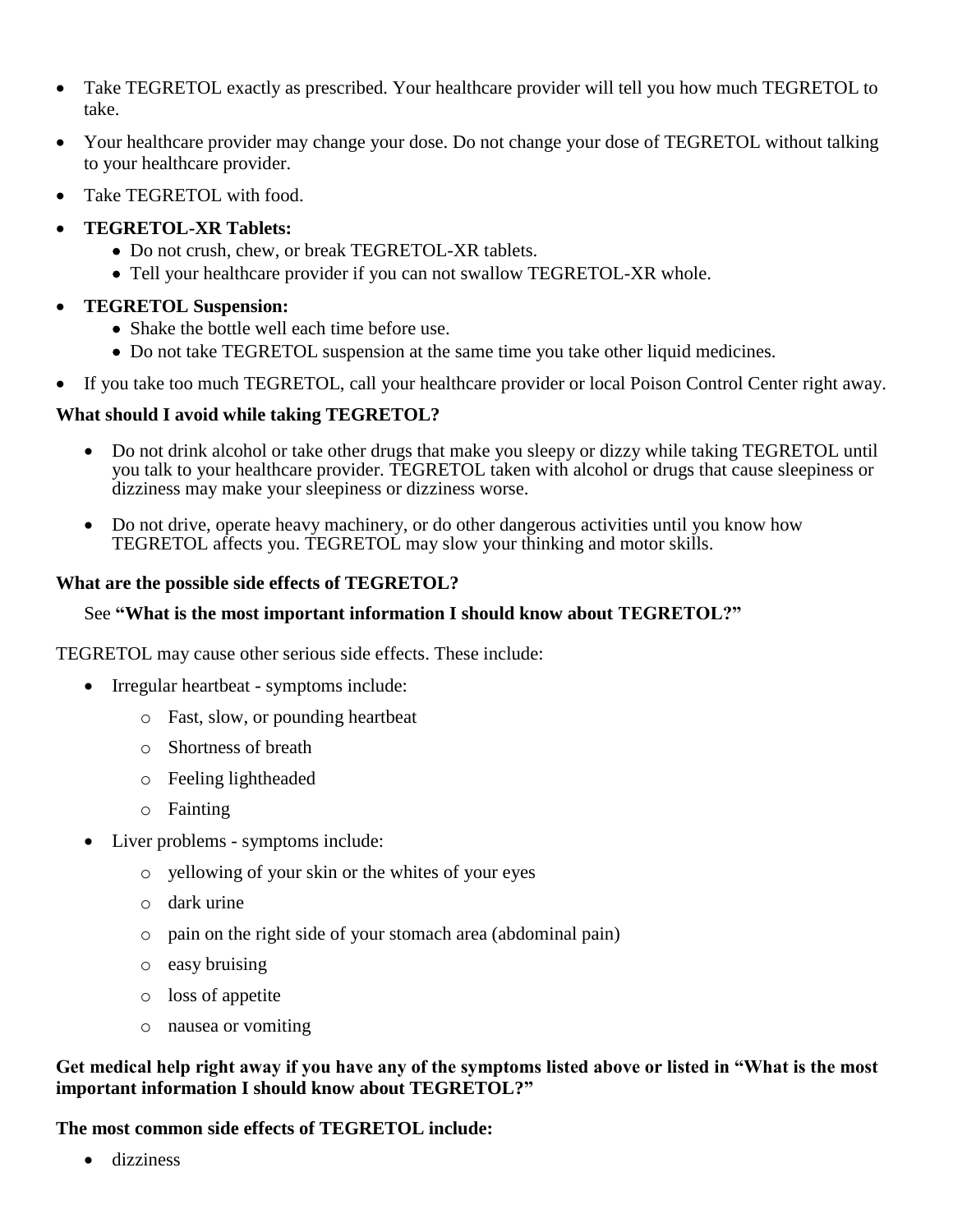- Take TEGRETOL exactly as prescribed. Your healthcare provider will tell you how much TEGRETOL to take.
- Your healthcare provider may change your dose. Do not change your dose of TEGRETOL without talking to your healthcare provider.
- Take TEGRETOL with food.
- **TEGRETOL-XR Tablets:**
  - Do not crush, chew, or break TEGRETOL-XR tablets.
  - Tell your healthcare provider if you can not swallow TEGRETOL-XR whole.
- **TEGRETOL Suspension:**
  - Shake the bottle well each time before use.
  - Do not take TEGRETOL suspension at the same time you take other liquid medicines.
- If you take too much TEGRETOL, call your healthcare provider or local Poison Control Center right away.

**What should I avoid while taking TEGRETOL?**

- Do not drink alcohol or take other drugs that make you sleepy or dizzy while taking TEGRETOL until you talk to your healthcare provider. TEGRETOL taken with alcohol or drugs that cause sleepiness or dizziness may make your sleepiness or dizziness worse.
- Do not drive, operate heavy machinery, or do other dangerous activities until you know how TEGRETOL affects you. TEGRETOL may slow your thinking and motor skills.

**What are the possible side effects of TEGRETOL?**

See **"What is the most important information I should know about TEGRETOL?"**

TEGRETOL may cause other serious side effects. These include:

- Irregular heartbeat - symptoms include:
  - Fast, slow, or pounding heartbeat
  - Shortness of breath
  - Feeling lightheaded
  - Fainting
- Liver problems - symptoms include:
  - yellowing of your skin or the whites of your eyes
  - dark urine
  - pain on the right side of your stomach area (abdominal pain)
  - easy bruising
  - loss of appetite
  - nausea or vomiting

**Get medical help right away if you have any of the symptoms listed above or listed in "What is the most important information I should know about TEGRETOL?"**

**The most common side effects of TEGRETOL include:**

- dizziness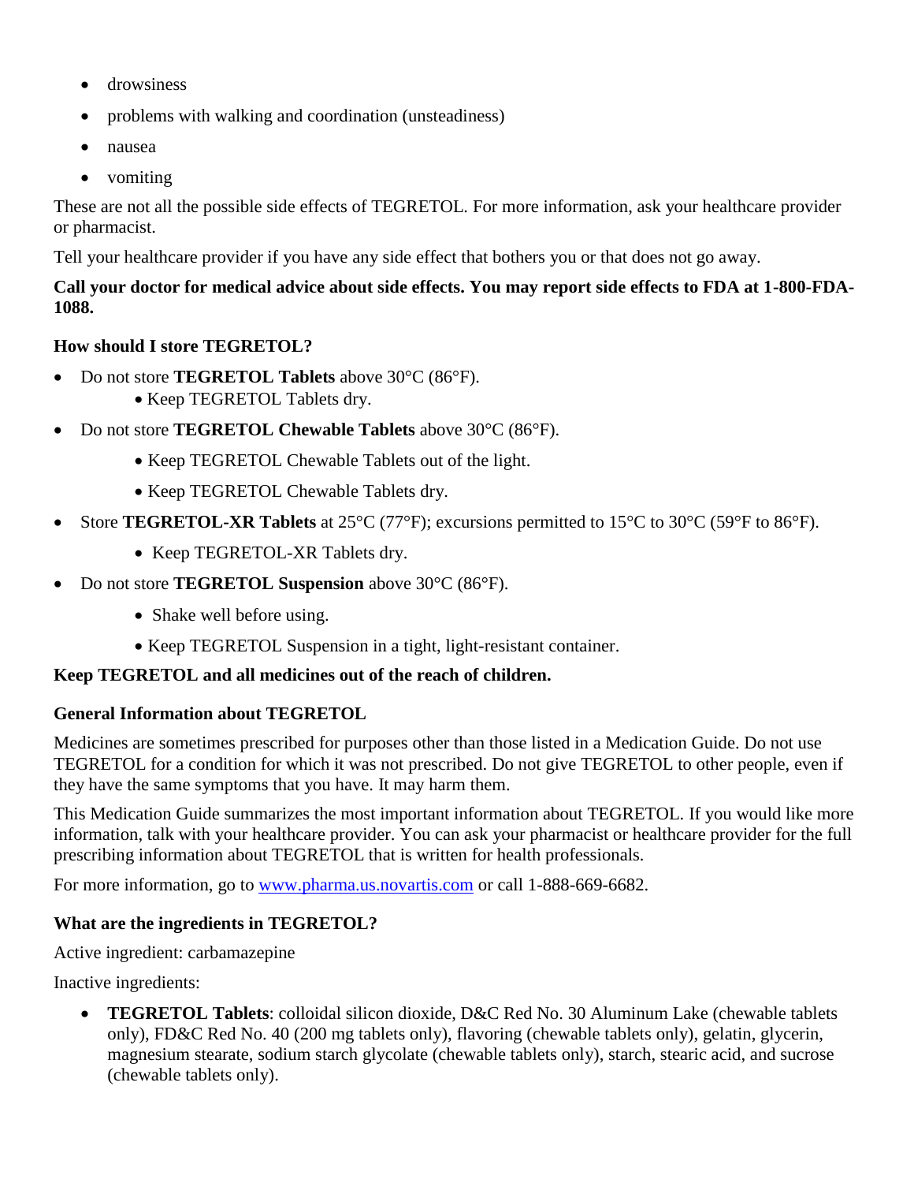- drowsiness
- problems with walking and coordination (unsteadiness)
- nausea
- vomiting

These are not all the possible side effects of TEGRETOL. For more information, ask your healthcare provider or pharmacist.

Tell your healthcare provider if you have any side effect that bothers you or that does not go away.

**Call your doctor for medical advice about side effects. You may report side effects to FDA at 1-800-FDA-1088.**

**How should I store TEGRETOL?**

- Do not store **TEGRETOL Tablets** above 30°C (86°F).
  - Keep TEGRETOL Tablets dry.
- Do not store **TEGRETOL Chewable Tablets** above 30°C (86°F).
  - Keep TEGRETOL Chewable Tablets out of the light.
  - Keep TEGRETOL Chewable Tablets dry.
- Store **TEGRETOL-XR Tablets** at 25°C (77°F); excursions permitted to 15°C to 30°C (59°F to 86°F).
  - Keep TEGRETOL-XR Tablets dry.
- Do not store **TEGRETOL Suspension** above 30°C (86°F).
  - Shake well before using.
  - Keep TEGRETOL Suspension in a tight, light-resistant container.

**Keep TEGRETOL and all medicines out of the reach of children.**

**General Information about TEGRETOL**

Medicines are sometimes prescribed for purposes other than those listed in a Medication Guide. Do not use TEGRETOL for a condition for which it was not prescribed. Do not give TEGRETOL to other people, even if they have the same symptoms that you have. It may harm them.

This Medication Guide summarizes the most important information about TEGRETOL. If you would like more information, talk with your healthcare provider. You can ask your pharmacist or healthcare provider for the full prescribing information about TEGRETOL that is written for health professionals.

For more information, go to www.pharma.us.novartis.com or call 1-888-669-6682.

**What are the ingredients in TEGRETOL?**

Active ingredient: carbamazepine

Inactive ingredients:

- **TEGRETOL Tablets**: colloidal silicon dioxide, D&C Red No. 30 Aluminum Lake (chewable tablets only), FD&C Red No. 40 (200 mg tablets only), flavoring (chewable tablets only), gelatin, glycerin, magnesium stearate, sodium starch glycolate (chewable tablets only), starch, stearic acid, and sucrose (chewable tablets only).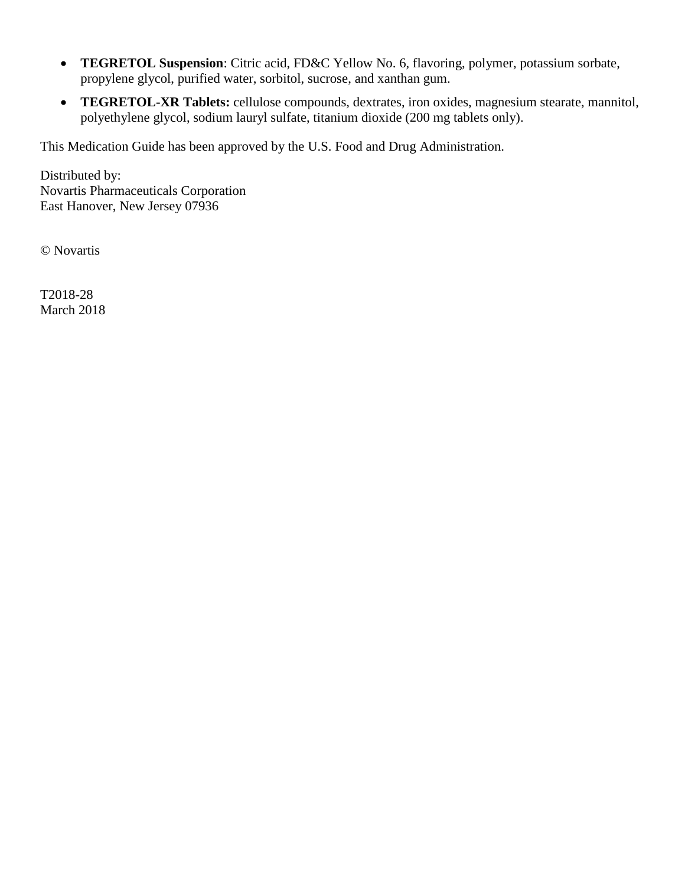- **TEGRETOL Suspension**: Citric acid, FD&C Yellow No. 6, flavoring, polymer, potassium sorbate, propylene glycol, purified water, sorbitol, sucrose, and xanthan gum.
- **TEGRETOL-XR Tablets:** cellulose compounds, dextrates, iron oxides, magnesium stearate, mannitol, polyethylene glycol, sodium lauryl sulfate, titanium dioxide (200 mg tablets only).

This Medication Guide has been approved by the U.S. Food and Drug Administration.

Distributed by:
Novartis Pharmaceuticals Corporation
East Hanover, New Jersey 07936

© Novartis

T2018-28
March 2018